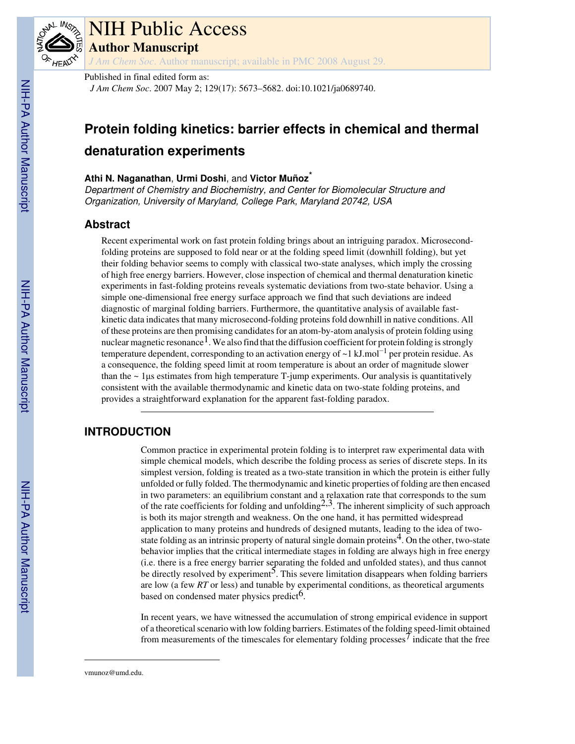# NIH Public Access

## Author Manuscript

*J Am Chem Soc*. Author manuscript; available in PMC 2008 August 29.

Published in final edited form as:

*J Am Chem Soc*. 2007 May 2; 129(17): 5673–5682. doi:10.1021/ja0689740.

# Protein folding kinetics: barrier effects in chemical and thermal denaturation experiments

**Athi N. Naganathan**, **Urmi Doshi**, and **Victor Muñoz***

*Department of Chemistry and Biochemistry, and Center for Biomolecular Structure and Organization, University of Maryland, College Park, Maryland 20742, USA*

## Abstract

Recent experimental work on fast protein folding brings about an intriguing paradox. Microsecond-folding proteins are supposed to fold near or at the folding speed limit (downhill folding), but yet their folding behavior seems to comply with classical two-state analyses, which imply the crossing of high free energy barriers. However, close inspection of chemical and thermal denaturation kinetic experiments in fast-folding proteins reveals systematic deviations from two-state behavior. Using a simple one-dimensional free energy surface approach we find that such deviations are indeed diagnostic of marginal folding barriers. Furthermore, the quantitative analysis of available fast-kinetic data indicates that many microsecond-folding proteins fold downhill in native conditions. All of these proteins are then promising candidates for an atom-by-atom analysis of protein folding using nuclear magnetic resonance[1]. We also find that the diffusion coefficient for protein folding is strongly temperature dependent, corresponding to an activation energy of ~1 kJ.mol$^{-1}$ per protein residue. As a consequence, the folding speed limit at room temperature is about an order of magnitude slower than the ~ 1μs estimates from high temperature T-jump experiments. Our analysis is quantitatively consistent with the available thermodynamic and kinetic data on two-state folding proteins, and provides a straightforward explanation for the apparent fast-folding paradox.

## INTRODUCTION

Common practice in experimental protein folding is to interpret raw experimental data with simple chemical models, which describe the folding process as series of discrete steps. In its simplest version, folding is treated as a two-state transition in which the protein is either fully unfolded or fully folded. The thermodynamic and kinetic properties of folding are then encased in two parameters: an equilibrium constant and a relaxation rate that corresponds to the sum of the rate coefficients for folding and unfolding[2,3]. The inherent simplicity of such approach is both its major strength and weakness. On the one hand, it has permitted widespread application to many proteins and hundreds of designed mutants, leading to the idea of two-state folding as an intrinsic property of natural single domain proteins[4]. On the other, two-state behavior implies that the critical intermediate stages in folding are always high in free energy (i.e. there is a free energy barrier separating the folded and unfolded states), and thus cannot be directly resolved by experiment[5]. This severe limitation disappears when folding barriers are low (a few *RT* or less) and tunable by experimental conditions, as theoretical arguments based on condensed mater physics predict[6].

In recent years, we have witnessed the accumulation of strong empirical evidence in support of a theoretical scenario with low folding barriers. Estimates of the folding speed-limit obtained from measurements of the timescales for elementary folding processes[7] indicate that the free

---

vmunoz@umd.edu.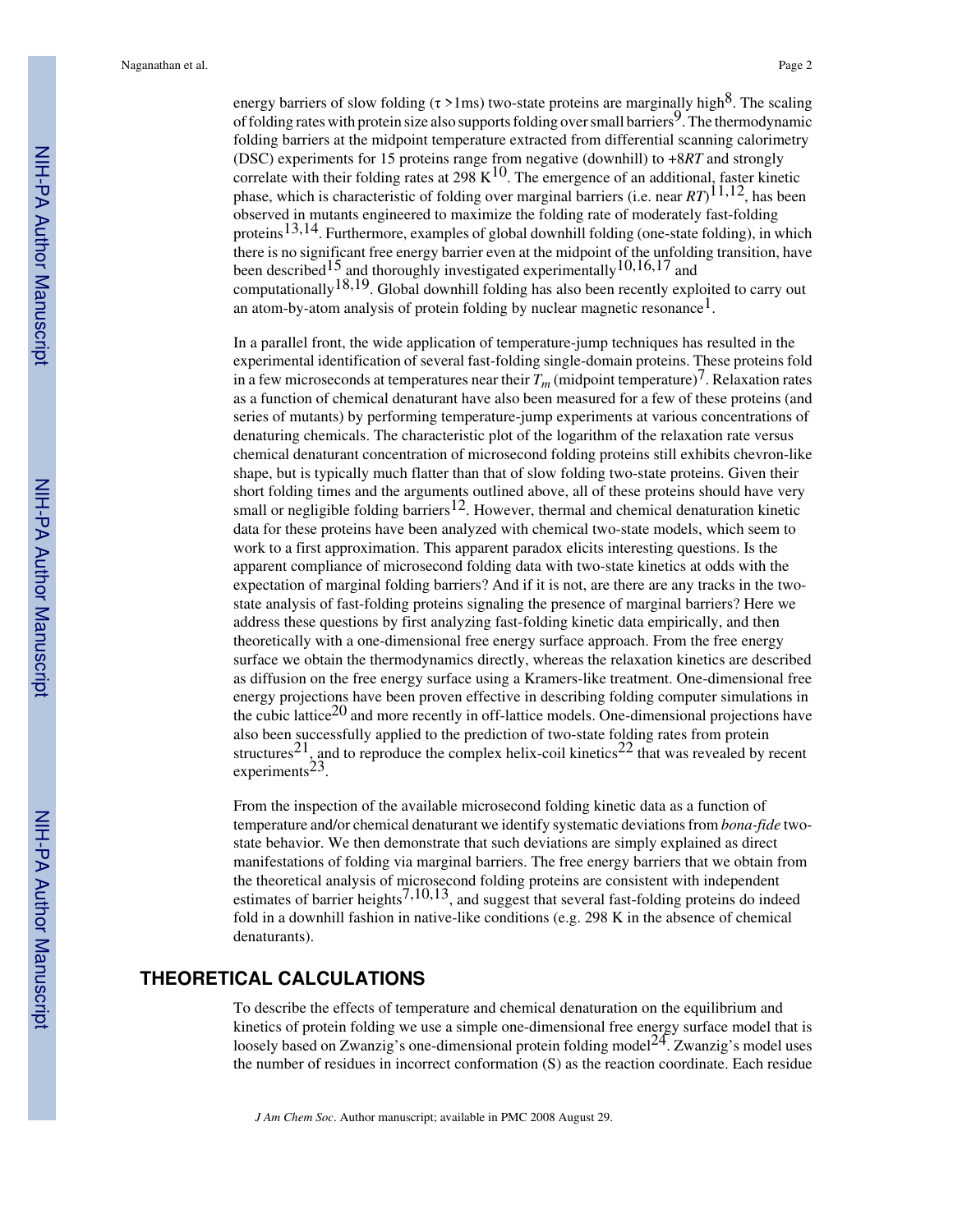energy barriers of slow folding ($\tau$ >1ms) two-state proteins are marginally high[8]. The scaling of folding rates with protein size also supports folding over small barriers[9]. The thermodynamic folding barriers at the midpoint temperature extracted from differential scanning calorimetry (DSC) experiments for 15 proteins range from negative (downhill) to +8*RT* and strongly correlate with their folding rates at 298 K[10]. The emergence of an additional, faster kinetic phase, which is characteristic of folding over marginal barriers (i.e. near *RT*)[11,12], has been observed in mutants engineered to maximize the folding rate of moderately fast-folding proteins[13,14]. Furthermore, examples of global downhill folding (one-state folding), in which there is no significant free energy barrier even at the midpoint of the unfolding transition, have been described[15] and thoroughly investigated experimentally[10,16,17] and computationally[18,19]. Global downhill folding has also been recently exploited to carry out an atom-by-atom analysis of protein folding by nuclear magnetic resonance[1].

In a parallel front, the wide application of temperature-jump techniques has resulted in the experimental identification of several fast-folding single-domain proteins. These proteins fold in a few microseconds at temperatures near their $T_m$ (midpoint temperature)[7]. Relaxation rates as a function of chemical denaturant have also been measured for a few of these proteins (and series of mutants) by performing temperature-jump experiments at various concentrations of denaturing chemicals. The characteristic plot of the logarithm of the relaxation rate versus chemical denaturant concentration of microsecond folding proteins still exhibits chevron-like shape, but is typically much flatter than that of slow folding two-state proteins. Given their short folding times and the arguments outlined above, all of these proteins should have very small or negligible folding barriers[12]. However, thermal and chemical denaturation kinetic data for these proteins have been analyzed with chemical two-state models, which seem to work to a first approximation. This apparent paradox elicits interesting questions. Is the apparent compliance of microsecond folding data with two-state kinetics at odds with the expectation of marginal folding barriers? And if it is not, are there are any tracks in the two-state analysis of fast-folding proteins signaling the presence of marginal barriers? Here we address these questions by first analyzing fast-folding kinetic data empirically, and then theoretically with a one-dimensional free energy surface approach. From the free energy surface we obtain the thermodynamics directly, whereas the relaxation kinetics are described as diffusion on the free energy surface using a Kramers-like treatment. One-dimensional free energy projections have been proven effective in describing folding computer simulations in the cubic lattice[20] and more recently in off-lattice models. One-dimensional projections have also been successfully applied to the prediction of two-state folding rates from protein structures[21], and to reproduce the complex helix-coil kinetics[22] that was revealed by recent experiments[23].

From the inspection of the available microsecond folding kinetic data as a function of temperature and/or chemical denaturant we identify systematic deviations from *bona-fide* two-state behavior. We then demonstrate that such deviations are simply explained as direct manifestations of folding via marginal barriers. The free energy barriers that we obtain from the theoretical analysis of microsecond folding proteins are consistent with independent estimates of barrier heights[7,10,13], and suggest that several fast-folding proteins do indeed fold in a downhill fashion in native-like conditions (e.g. 298 K in the absence of chemical denaturants).

## THEORETICAL CALCULATIONS

To describe the effects of temperature and chemical denaturation on the equilibrium and kinetics of protein folding we use a simple one-dimensional free energy surface model that is loosely based on Zwanzig's one-dimensional protein folding model[24]. Zwanzig's model uses the number of residues in incorrect conformation (S) as the reaction coordinate. Each residue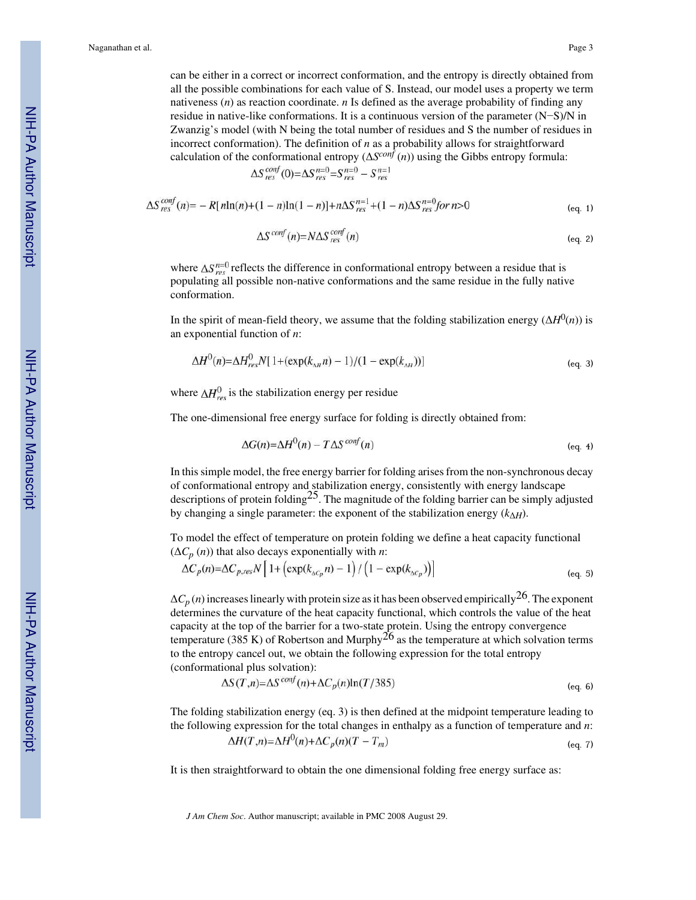can be either in a correct or incorrect conformation, and the entropy is directly obtained from all the possible combinations for each value of S. Instead, our model uses a property we term nativeness ($n$) as reaction coordinate. $n$ Is defined as the average probability of finding any residue in native-like conformations. It is a continuous version of the parameter (N−S)/N in Zwanzig's model (with N being the total number of residues and S the number of residues in incorrect conformation). The definition of $n$ as a probability allows for straightforward calculation of the conformational entropy ($\Delta S^{conf}(n)$) using the Gibbs entropy formula:

$$\Delta S_{res}^{conf}(0)=\Delta S_{res}^{n=0}=S_{res}^{n=0}-S_{res}^{n=1}$$

$$\Delta S_{res}^{conf}(n)=-R[n\ln(n)+(1-n)\ln(1-n)]+n\Delta S_{res}^{n=1}+(1-n)\Delta S_{res}^{n=0} \text{ for } n>0 \quad \text{(eq. 1)}$$

$$\Delta S^{conf}(n)=N\Delta S_{res}^{conf}(n) \quad \text{(eq. 2)}$$

where $\Delta S_{res}^{n=0}$ reflects the difference in conformational entropy between a residue that is populating all possible non-native conformations and the same residue in the fully native conformation.

In the spirit of mean-field theory, we assume that the folding stabilization energy ($\Delta H^0(n)$) is an exponential function of $n$:

$$\Delta H^0(n)=\Delta H_{res}^0 N[1+(\exp(k_{\Delta H}n)-1)/(1-\exp(k_{\Delta H}))] \quad \text{(eq. 3)}$$

where $\Delta H_{res}^0$ is the stabilization energy per residue

The one-dimensional free energy surface for folding is directly obtained from:

$$\Delta G(n)=\Delta H^0(n)-T\Delta S^{conf}(n) \quad \text{(eq. 4)}$$

In this simple model, the free energy barrier for folding arises from the non-synchronous decay of conformational entropy and stabilization energy, consistently with energy landscape descriptions of protein folding[25]. The magnitude of the folding barrier can be simply adjusted by changing a single parameter: the exponent of the stabilization energy ($k_{\Delta H}$).

To model the effect of temperature on protein folding we define a heat capacity functional ($\Delta C_p(n)$) that also decays exponentially with $n$:

$$\Delta C_p(n)=\Delta C_{p,res}N\left[1+\left(\exp(k_{\Delta C_p}n)-1\right)/\left(1-\exp(k_{\Delta C_p})\right)\right] \quad \text{(eq. 5)}$$

$\Delta C_p(n)$ increases linearly with protein size as it has been observed empirically[26]. The exponent determines the curvature of the heat capacity functional, which controls the value of the heat capacity at the top of the barrier for a two-state protein. Using the entropy convergence temperature (385 K) of Robertson and Murphy[26] as the temperature at which solvation terms to the entropy cancel out, we obtain the following expression for the total entropy (conformational plus solvation):

$$\Delta S(T,n)=\Delta S^{conf}(n)+\Delta C_p(n)\ln(T/385) \quad \text{(eq. 6)}$$

The folding stabilization energy (eq. 3) is then defined at the midpoint temperature leading to the following expression for the total changes in enthalpy as a function of temperature and $n$:

$$\Delta H(T,n)=\Delta H^0(n)+\Delta C_p(n)(T-T_m) \quad \text{(eq. 7)}$$

It is then straightforward to obtain the one dimensional folding free energy surface as: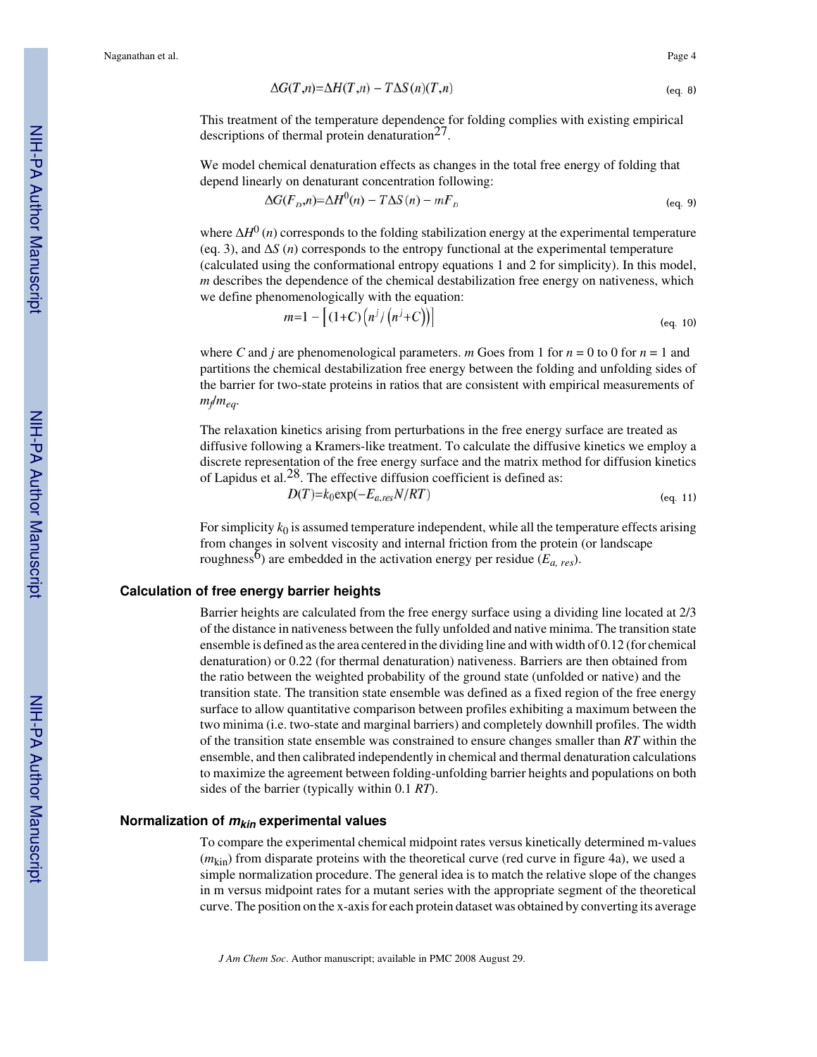$$\Delta G(T,n)=\Delta H(T,n)-T\Delta S(n)(T,n) \quad \text{(eq. 8)}$$

This treatment of the temperature dependence for folding complies with existing empirical descriptions of thermal protein denaturation[27].

We model chemical denaturation effects as changes in the total free energy of folding that depend linearly on denaturant concentration following:

$$\Delta G(F_D,n)=\Delta H^0(n)-T\Delta S(n)-mF_D \quad \text{(eq. 9)}$$

where $\Delta H^0(n)$ corresponds to the folding stabilization energy at the experimental temperature (eq. 3), and $\Delta S(n)$ corresponds to the entropy functional at the experimental temperature (calculated using the conformational entropy equations 1 and 2 for simplicity). In this model, $m$ describes the dependence of the chemical destabilization free energy on nativeness, which we define phenomenologically with the equation:

$$m=1-\left[(1+C)\left(n^j/\left(n^j+C\right)\right)\right] \quad \text{(eq. 10)}$$

where $C$ and $j$ are phenomenological parameters. $m$ Goes from 1 for $n = 0$ to 0 for $n = 1$ and partitions the chemical destabilization free energy between the folding and unfolding sides of the barrier for two-state proteins in ratios that are consistent with empirical measurements of $m_f/m_{eq}$.

The relaxation kinetics arising from perturbations in the free energy surface are treated as diffusive following a Kramers-like treatment. To calculate the diffusive kinetics we employ a discrete representation of the free energy surface and the matrix method for diffusion kinetics of Lapidus et al.[28]. The effective diffusion coefficient is defined as:

$$D(T)=k_0\exp(-E_{a,res}N/RT) \quad \text{(eq. 11)}$$

For simplicity $k_0$ is assumed temperature independent, while all the temperature effects arising from changes in solvent viscosity and internal friction from the protein (or landscape roughness[6]) are embedded in the activation energy per residue ($E_{a,\,res}$).

## Calculation of free energy barrier heights

Barrier heights are calculated from the free energy surface using a dividing line located at 2/3 of the distance in nativeness between the fully unfolded and native minima. The transition state ensemble is defined as the area centered in the dividing line and with width of 0.12 (for chemical denaturation) or 0.22 (for thermal denaturation) nativeness. Barriers are then obtained from the ratio between the weighted probability of the ground state (unfolded or native) and the transition state. The transition state ensemble was defined as a fixed region of the free energy surface to allow quantitative comparison between profiles exhibiting a maximum between the two minima (i.e. two-state and marginal barriers) and completely downhill profiles. The width of the transition state ensemble was constrained to ensure changes smaller than $RT$ within the ensemble, and then calibrated independently in chemical and thermal denaturation calculations to maximize the agreement between folding-unfolding barrier heights and populations on both sides of the barrier (typically within 0.1 $RT$).

## Normalization of $m_{kin}$ experimental values

To compare the experimental chemical midpoint rates versus kinetically determined m-values ($m_{\text{kin}}$) from disparate proteins with the theoretical curve (red curve in figure 4a), we used a simple normalization procedure. The general idea is to match the relative slope of the changes in m versus midpoint rates for a mutant series with the appropriate segment of the theoretical curve. The position on the x-axis for each protein dataset was obtained by converting its average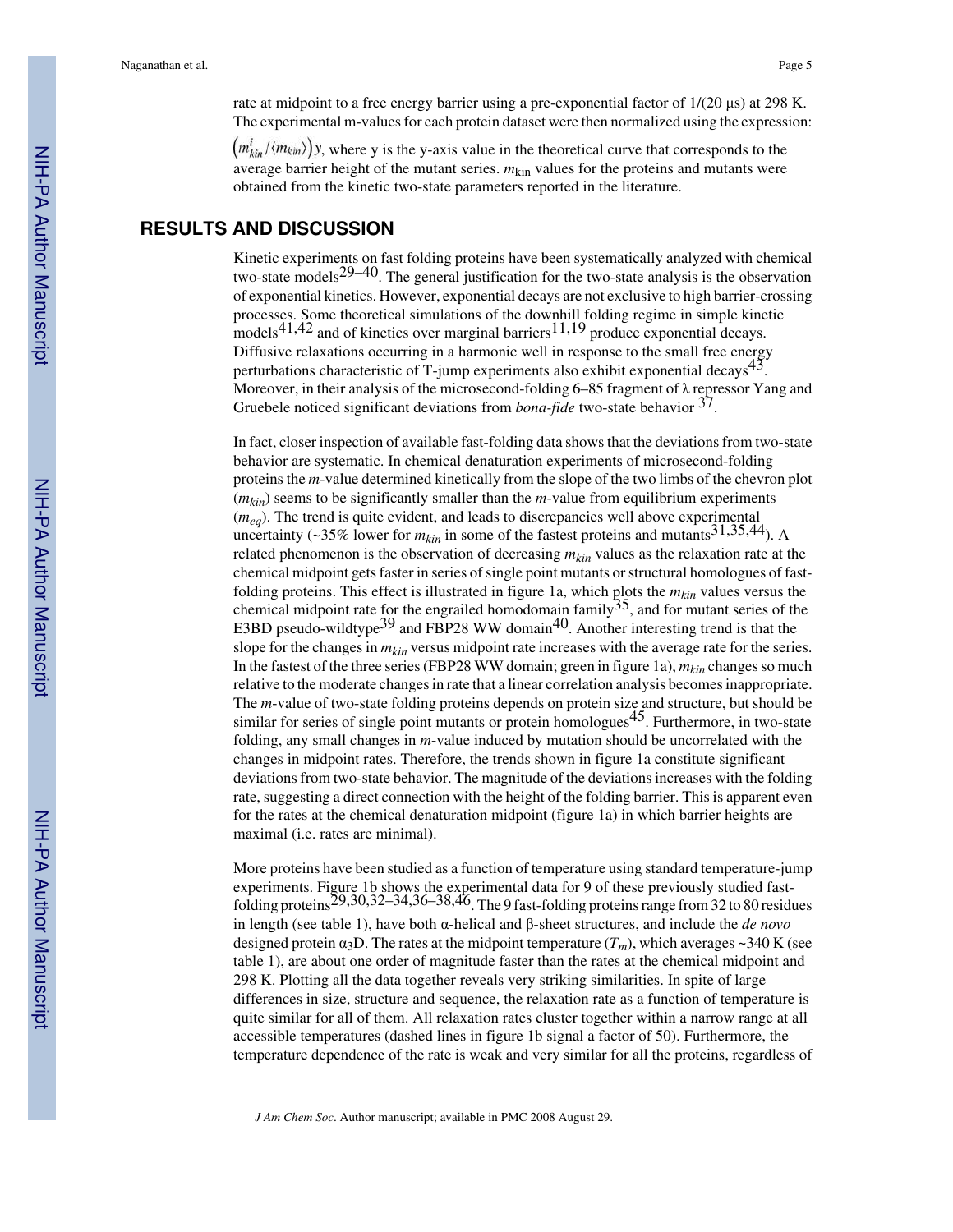rate at midpoint to a free energy barrier using a pre-exponential factor of 1/(20 μs) at 298 K. The experimental m-values for each protein dataset were then normalized using the expression: $\left(m_{kin}^{i}/\langle m_{kin}\rangle\right)y$, where y is the y-axis value in the theoretical curve that corresponds to the average barrier height of the mutant series. $m_{\text{kin}}$ values for the proteins and mutants were obtained from the kinetic two-state parameters reported in the literature.

## RESULTS AND DISCUSSION

Kinetic experiments on fast folding proteins have been systematically analyzed with chemical two-state models[29–40]. The general justification for the two-state analysis is the observation of exponential kinetics. However, exponential decays are not exclusive to high barrier-crossing processes. Some theoretical simulations of the downhill folding regime in simple kinetic models[41,42] and of kinetics over marginal barriers[11,19] produce exponential decays. Diffusive relaxations occurring in a harmonic well in response to the small free energy perturbations characteristic of T-jump experiments also exhibit exponential decays[43]. Moreover, in their analysis of the microsecond-folding 6–85 fragment of λ repressor Yang and Gruebele noticed significant deviations from *bona-fide* two-state behavior [37].

In fact, closer inspection of available fast-folding data shows that the deviations from two-state behavior are systematic. In chemical denaturation experiments of microsecond-folding proteins the *m*-value determined kinetically from the slope of the two limbs of the chevron plot ($m_{kin}$) seems to be significantly smaller than the *m*-value from equilibrium experiments ($m_{eq}$). The trend is quite evident, and leads to discrepancies well above experimental uncertainty (~35% lower for $m_{kin}$ in some of the fastest proteins and mutants[31,35,44]). A related phenomenon is the observation of decreasing $m_{kin}$ values as the relaxation rate at the chemical midpoint gets faster in series of single point mutants or structural homologues of fast-folding proteins. This effect is illustrated in figure 1a, which plots the $m_{kin}$ values versus the chemical midpoint rate for the engrailed homodomain family[35], and for mutant series of the E3BD pseudo-wildtype[39] and FBP28 WW domain[40]. Another interesting trend is that the slope for the changes in $m_{kin}$ versus midpoint rate increases with the average rate for the series. In the fastest of the three series (FBP28 WW domain; green in figure 1a), $m_{kin}$ changes so much relative to the moderate changes in rate that a linear correlation analysis becomes inappropriate. The *m*-value of two-state folding proteins depends on protein size and structure, but should be similar for series of single point mutants or protein homologues[45]. Furthermore, in two-state folding, any small changes in *m*-value induced by mutation should be uncorrelated with the changes in midpoint rates. Therefore, the trends shown in figure 1a constitute significant deviations from two-state behavior. The magnitude of the deviations increases with the folding rate, suggesting a direct connection with the height of the folding barrier. This is apparent even for the rates at the chemical denaturation midpoint (figure 1a) in which barrier heights are maximal (i.e. rates are minimal).

More proteins have been studied as a function of temperature using standard temperature-jump experiments. Figure 1b shows the experimental data for 9 of these previously studied fast-folding proteins[29,30,32–34,36–38,46]. The 9 fast-folding proteins range from 32 to 80 residues in length (see table 1), have both α-helical and β-sheet structures, and include the *de novo* designed protein $\alpha_3$D. The rates at the midpoint temperature ($T_m$), which averages ~340 K (see table 1), are about one order of magnitude faster than the rates at the chemical midpoint and 298 K. Plotting all the data together reveals very striking similarities. In spite of large differences in size, structure and sequence, the relaxation rate as a function of temperature is quite similar for all of them. All relaxation rates cluster together within a narrow range at all accessible temperatures (dashed lines in figure 1b signal a factor of 50). Furthermore, the temperature dependence of the rate is weak and very similar for all the proteins, regardless of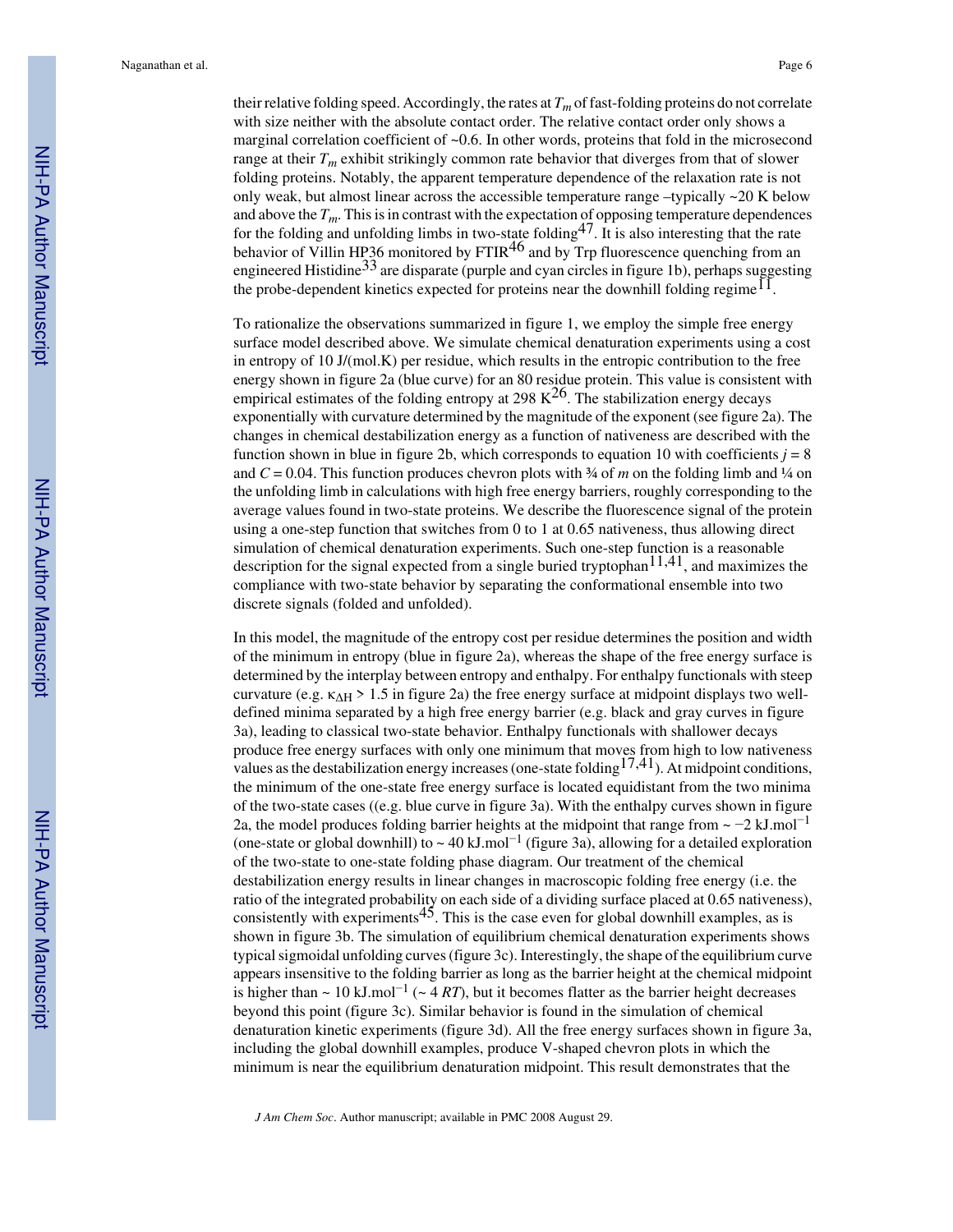their relative folding speed. Accordingly, the rates at $T_m$ of fast-folding proteins do not correlate with size neither with the absolute contact order. The relative contact order only shows a marginal correlation coefficient of ~0.6. In other words, proteins that fold in the microsecond range at their $T_m$ exhibit strikingly common rate behavior that diverges from that of slower folding proteins. Notably, the apparent temperature dependence of the relaxation rate is not only weak, but almost linear across the accessible temperature range –typically ~20 K below and above the $T_m$. This is in contrast with the expectation of opposing temperature dependences for the folding and unfolding limbs in two-state folding[47]. It is also interesting that the rate behavior of Villin HP36 monitored by FTIR[46] and by Trp fluorescence quenching from an engineered Histidine[33] are disparate (purple and cyan circles in figure 1b), perhaps suggesting the probe-dependent kinetics expected for proteins near the downhill folding regime[11].

To rationalize the observations summarized in figure 1, we employ the simple free energy surface model described above. We simulate chemical denaturation experiments using a cost in entropy of 10 J/(mol.K) per residue, which results in the entropic contribution to the free energy shown in figure 2a (blue curve) for an 80 residue protein. This value is consistent with empirical estimates of the folding entropy at 298 K[26]. The stabilization energy decays exponentially with curvature determined by the magnitude of the exponent (see figure 2a). The changes in chemical destabilization energy as a function of nativeness are described with the function shown in blue in figure 2b, which corresponds to equation 10 with coefficients $j = 8$ and $C = 0.04$. This function produces chevron plots with ¾ of $m$ on the folding limb and ¼ on the unfolding limb in calculations with high free energy barriers, roughly corresponding to the average values found in two-state proteins. We describe the fluorescence signal of the protein using a one-step function that switches from 0 to 1 at 0.65 nativeness, thus allowing direct simulation of chemical denaturation experiments. Such one-step function is a reasonable description for the signal expected from a single buried tryptophan[11,41], and maximizes the compliance with two-state behavior by separating the conformational ensemble into two discrete signals (folded and unfolded).

In this model, the magnitude of the entropy cost per residue determines the position and width of the minimum in entropy (blue in figure 2a), whereas the shape of the free energy surface is determined by the interplay between entropy and enthalpy. For enthalpy functionals with steep curvature (e.g. $\kappa_{\Delta H} > 1.5$ in figure 2a) the free energy surface at midpoint displays two well-defined minima separated by a high free energy barrier (e.g. black and gray curves in figure 3a), leading to classical two-state behavior. Enthalpy functionals with shallower decays produce free energy surfaces with only one minimum that moves from high to low nativeness values as the destabilization energy increases (one-state folding[17,41]). At midpoint conditions, the minimum of the one-state free energy surface is located equidistant from the two minima of the two-state cases ((e.g. blue curve in figure 3a). With the enthalpy curves shown in figure 2a, the model produces folding barrier heights at the midpoint that range from ~ −2 kJ.mol$^{-1}$ (one-state or global downhill) to ~ 40 kJ.mol$^{-1}$ (figure 3a), allowing for a detailed exploration of the two-state to one-state folding phase diagram. Our treatment of the chemical destabilization energy results in linear changes in macroscopic folding free energy (i.e. the ratio of the integrated probability on each side of a dividing surface placed at 0.65 nativeness), consistently with experiments[45]. This is the case even for global downhill examples, as is shown in figure 3b. The simulation of equilibrium chemical denaturation experiments shows typical sigmoidal unfolding curves (figure 3c). Interestingly, the shape of the equilibrium curve appears insensitive to the folding barrier as long as the barrier height at the chemical midpoint is higher than ~ 10 kJ.mol$^{-1}$ (~ 4 $RT$), but it becomes flatter as the barrier height decreases beyond this point (figure 3c). Similar behavior is found in the simulation of chemical denaturation kinetic experiments (figure 3d). All the free energy surfaces shown in figure 3a, including the global downhill examples, produce V-shaped chevron plots in which the minimum is near the equilibrium denaturation midpoint. This result demonstrates that the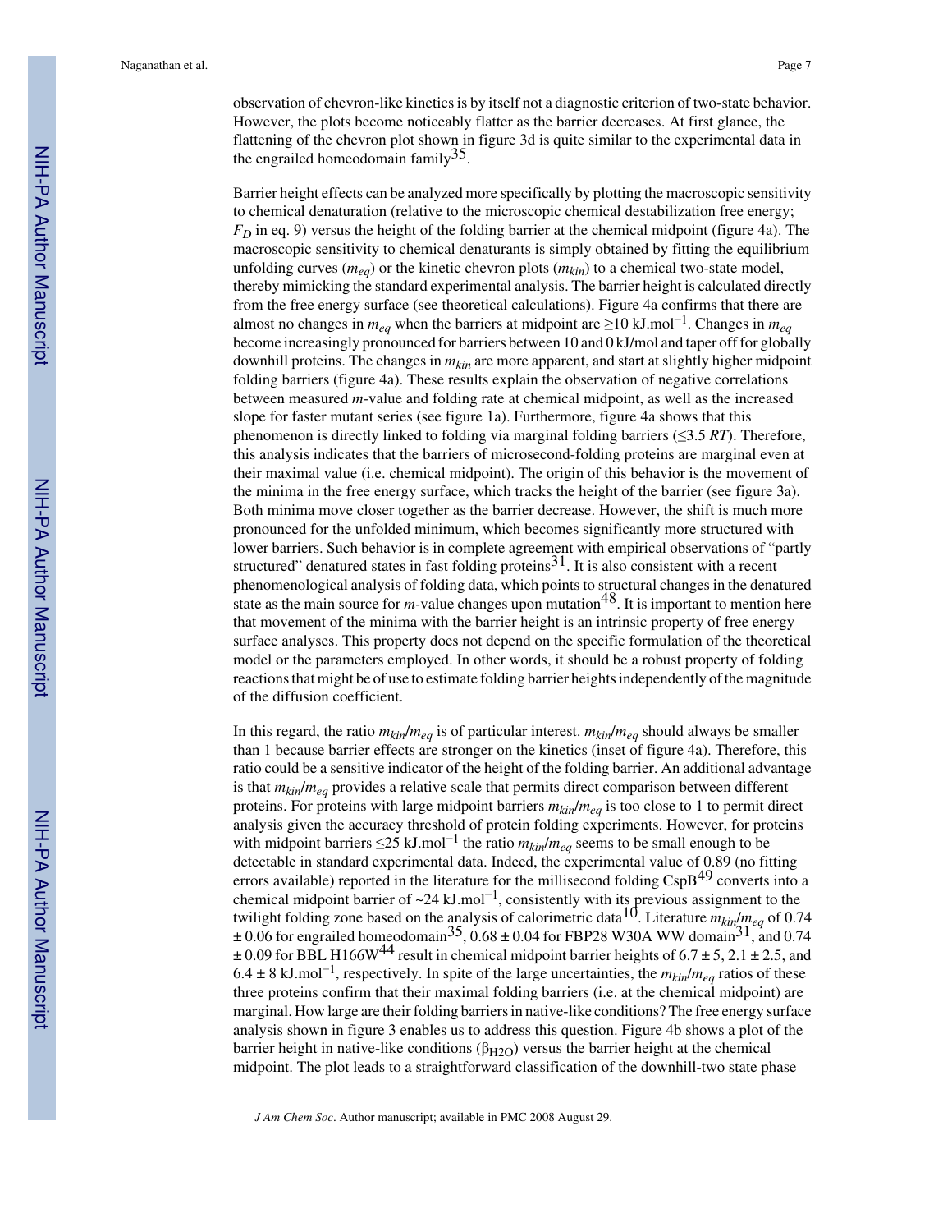observation of chevron-like kinetics is by itself not a diagnostic criterion of two-state behavior. However, the plots become noticeably flatter as the barrier decreases. At first glance, the flattening of the chevron plot shown in figure 3d is quite similar to the experimental data in the engrailed homeodomain family[35].

Barrier height effects can be analyzed more specifically by plotting the macroscopic sensitivity to chemical denaturation (relative to the microscopic chemical destabilization free energy; $F_D$ in eq. 9) versus the height of the folding barrier at the chemical midpoint (figure 4a). The macroscopic sensitivity to chemical denaturants is simply obtained by fitting the equilibrium unfolding curves ($m_{eq}$) or the kinetic chevron plots ($m_{kin}$) to a chemical two-state model, thereby mimicking the standard experimental analysis. The barrier height is calculated directly from the free energy surface (see theoretical calculations). Figure 4a confirms that there are almost no changes in $m_{eq}$ when the barriers at midpoint are ≥10 kJ.mol$^{-1}$. Changes in $m_{eq}$ become increasingly pronounced for barriers between 10 and 0 kJ/mol and taper off for globally downhill proteins. The changes in $m_{kin}$ are more apparent, and start at slightly higher midpoint folding barriers (figure 4a). These results explain the observation of negative correlations between measured *m*-value and folding rate at chemical midpoint, as well as the increased slope for faster mutant series (see figure 1a). Furthermore, figure 4a shows that this phenomenon is directly linked to folding via marginal folding barriers (≤3.5 *RT*). Therefore, this analysis indicates that the barriers of microsecond-folding proteins are marginal even at their maximal value (i.e. chemical midpoint). The origin of this behavior is the movement of the minima in the free energy surface, which tracks the height of the barrier (see figure 3a). Both minima move closer together as the barrier decrease. However, the shift is much more pronounced for the unfolded minimum, which becomes significantly more structured with lower barriers. Such behavior is in complete agreement with empirical observations of "partly structured" denatured states in fast folding proteins[31]. It is also consistent with a recent phenomenological analysis of folding data, which points to structural changes in the denatured state as the main source for *m*-value changes upon mutation[48]. It is important to mention here that movement of the minima with the barrier height is an intrinsic property of free energy surface analyses. This property does not depend on the specific formulation of the theoretical model or the parameters employed. In other words, it should be a robust property of folding reactions that might be of use to estimate folding barrier heights independently of the magnitude of the diffusion coefficient.

In this regard, the ratio $m_{kin}/m_{eq}$ is of particular interest. $m_{kin}/m_{eq}$ should always be smaller than 1 because barrier effects are stronger on the kinetics (inset of figure 4a). Therefore, this ratio could be a sensitive indicator of the height of the folding barrier. An additional advantage is that $m_{kin}/m_{eq}$ provides a relative scale that permits direct comparison between different proteins. For proteins with large midpoint barriers $m_{kin}/m_{eq}$ is too close to 1 to permit direct analysis given the accuracy threshold of protein folding experiments. However, for proteins with midpoint barriers ≤25 kJ.mol$^{-1}$ the ratio $m_{kin}/m_{eq}$ seems to be small enough to be detectable in standard experimental data. Indeed, the experimental value of 0.89 (no fitting errors available) reported in the literature for the millisecond folding CspB[49] converts into a chemical midpoint barrier of ~24 kJ.mol$^{-1}$, consistently with its previous assignment to the twilight folding zone based on the analysis of calorimetric data[10]. Literature $m_{kin}/m_{eq}$ of 0.74 ± 0.06 for engrailed homeodomain[35], 0.68 ± 0.04 for FBP28 W30A WW domain[31], and 0.74 ± 0.09 for BBL H166W[44] result in chemical midpoint barrier heights of 6.7 ± 5, 2.1 ± 2.5, and 6.4 ± 8 kJ.mol$^{-1}$, respectively. In spite of the large uncertainties, the $m_{kin}/m_{eq}$ ratios of these three proteins confirm that their maximal folding barriers (i.e. at the chemical midpoint) are marginal. How large are their folding barriers in native-like conditions? The free energy surface analysis shown in figure 3 enables us to address this question. Figure 4b shows a plot of the barrier height in native-like conditions ($\beta_{H2O}$) versus the barrier height at the chemical midpoint. The plot leads to a straightforward classification of the downhill-two state phase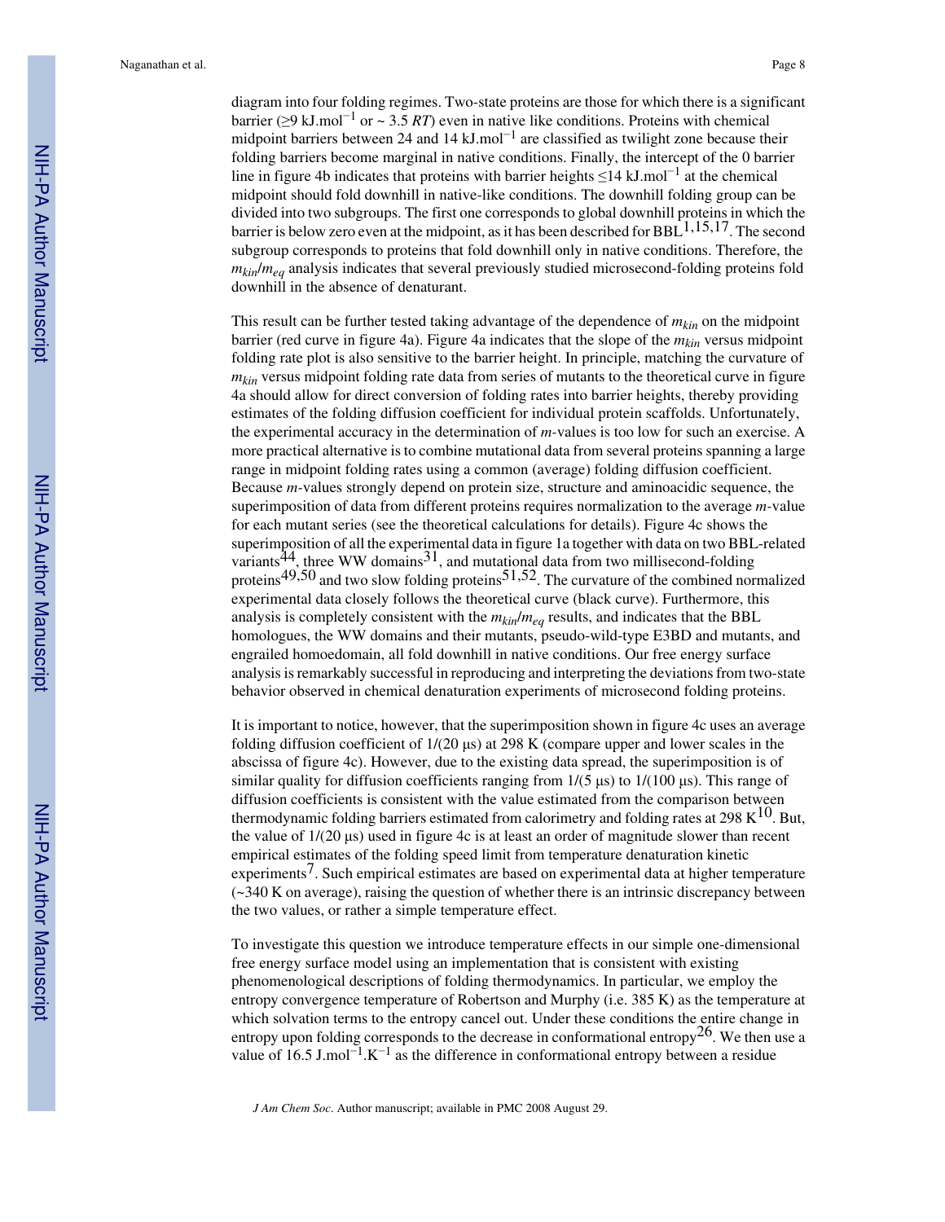diagram into four folding regimes. Two-state proteins are those for which there is a significant barrier (≥9 kJ.mol$^{-1}$ or ~ 3.5 $RT$) even in native like conditions. Proteins with chemical midpoint barriers between 24 and 14 kJ.mol$^{-1}$ are classified as twilight zone because their folding barriers become marginal in native conditions. Finally, the intercept of the 0 barrier line in figure 4b indicates that proteins with barrier heights ≤14 kJ.mol$^{-1}$ at the chemical midpoint should fold downhill in native-like conditions. The downhill folding group can be divided into two subgroups. The first one corresponds to global downhill proteins in which the barrier is below zero even at the midpoint, as it has been described for BBL[1,15,17]. The second subgroup corresponds to proteins that fold downhill only in native conditions. Therefore, the $m_{kin}/m_{eq}$ analysis indicates that several previously studied microsecond-folding proteins fold downhill in the absence of denaturant.

This result can be further tested taking advantage of the dependence of $m_{kin}$ on the midpoint barrier (red curve in figure 4a). Figure 4a indicates that the slope of the $m_{kin}$ versus midpoint folding rate plot is also sensitive to the barrier height. In principle, matching the curvature of $m_{kin}$ versus midpoint folding rate data from series of mutants to the theoretical curve in figure 4a should allow for direct conversion of folding rates into barrier heights, thereby providing estimates of the folding diffusion coefficient for individual protein scaffolds. Unfortunately, the experimental accuracy in the determination of $m$-values is too low for such an exercise. A more practical alternative is to combine mutational data from several proteins spanning a large range in midpoint folding rates using a common (average) folding diffusion coefficient. Because $m$-values strongly depend on protein size, structure and aminoacidic sequence, the superimposition of data from different proteins requires normalization to the average $m$-value for each mutant series (see the theoretical calculations for details). Figure 4c shows the superimposition of all the experimental data in figure 1a together with data on two BBL-related variants[44], three WW domains[31], and mutational data from two millisecond-folding proteins[49,50] and two slow folding proteins[51,52]. The curvature of the combined normalized experimental data closely follows the theoretical curve (black curve). Furthermore, this analysis is completely consistent with the $m_{kin}/m_{eq}$ results, and indicates that the BBL homologues, the WW domains and their mutants, pseudo-wild-type E3BD and mutants, and engrailed homoedomain, all fold downhill in native conditions. Our free energy surface analysis is remarkably successful in reproducing and interpreting the deviations from two-state behavior observed in chemical denaturation experiments of microsecond folding proteins.

It is important to notice, however, that the superimposition shown in figure 4c uses an average folding diffusion coefficient of 1/(20 μs) at 298 K (compare upper and lower scales in the abscissa of figure 4c). However, due to the existing data spread, the superimposition is of similar quality for diffusion coefficients ranging from 1/(5 μs) to 1/(100 μs). This range of diffusion coefficients is consistent with the value estimated from the comparison between thermodynamic folding barriers estimated from calorimetry and folding rates at 298 K[10]. But, the value of 1/(20 μs) used in figure 4c is at least an order of magnitude slower than recent empirical estimates of the folding speed limit from temperature denaturation kinetic experiments[7]. Such empirical estimates are based on experimental data at higher temperature (~340 K on average), raising the question of whether there is an intrinsic discrepancy between the two values, or rather a simple temperature effect.

To investigate this question we introduce temperature effects in our simple one-dimensional free energy surface model using an implementation that is consistent with existing phenomenological descriptions of folding thermodynamics. In particular, we employ the entropy convergence temperature of Robertson and Murphy (i.e. 385 K) as the temperature at which solvation terms to the entropy cancel out. Under these conditions the entire change in entropy upon folding corresponds to the decrease in conformational entropy[26]. We then use a value of 16.5 J.mol$^{-1}$.K$^{-1}$ as the difference in conformational entropy between a residue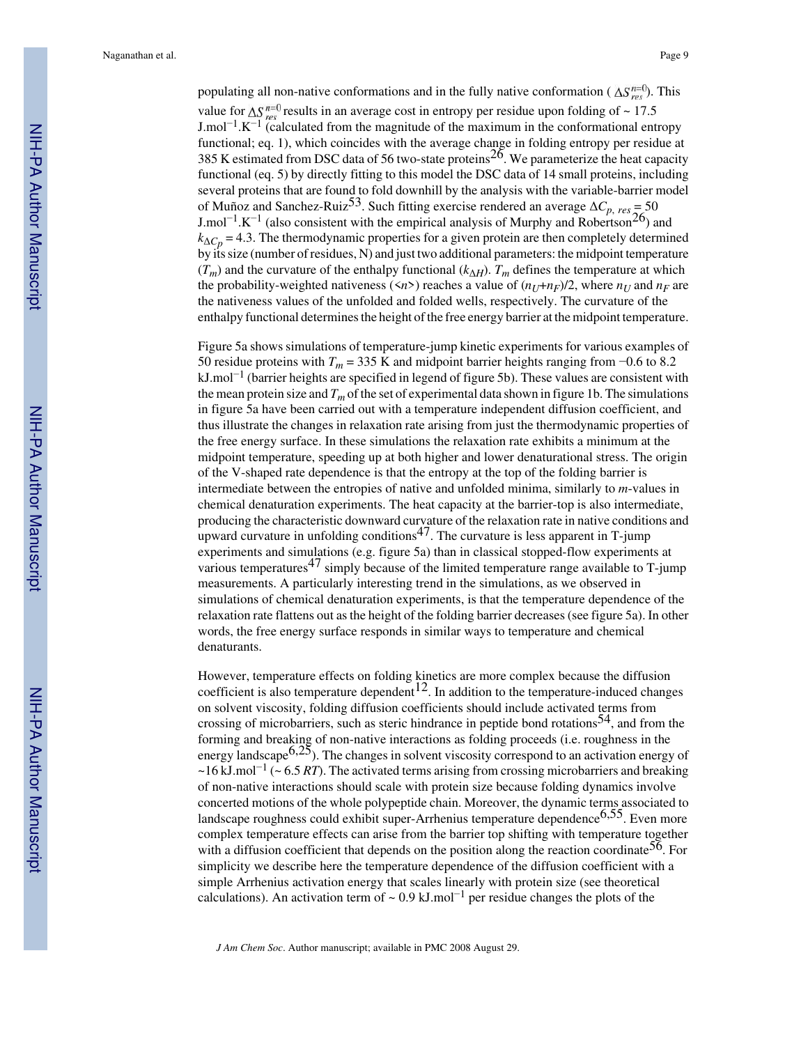populating all non-native conformations and in the fully native conformation ( $\Delta S_{res}^{n=0}$). This value for $\Delta S_{res}^{n=0}$ results in an average cost in entropy per residue upon folding of ~ 17.5 J.mol$^{-1}$.K$^{-1}$ (calculated from the magnitude of the maximum in the conformational entropy functional; eq. 1), which coincides with the average change in folding entropy per residue at 385 K estimated from DSC data of 56 two-state proteins[26]. We parameterize the heat capacity functional (eq. 5) by directly fitting to this model the DSC data of 14 small proteins, including several proteins that are found to fold downhill by the analysis with the variable-barrier model of Muñoz and Sanchez-Ruiz[53]. Such fitting exercise rendered an average $\Delta C_{p,\ res}$ = 50 J.mol$^{-1}$.K$^{-1}$ (also consistent with the empirical analysis of Murphy and Robertson[26]) and $k_{\Delta C_p}$ = 4.3. The thermodynamic properties for a given protein are then completely determined by its size (number of residues, N) and just two additional parameters: the midpoint temperature ($T_m$) and the curvature of the enthalpy functional ($k_{\Delta H}$). $T_m$ defines the temperature at which the probability-weighted nativeness ($<n>$) reaches a value of $(n_U+n_F)/2$, where $n_U$ and $n_F$ are the nativeness values of the unfolded and folded wells, respectively. The curvature of the enthalpy functional determines the height of the free energy barrier at the midpoint temperature.

Figure 5a shows simulations of temperature-jump kinetic experiments for various examples of 50 residue proteins with $T_m$ = 335 K and midpoint barrier heights ranging from −0.6 to 8.2 kJ.mol$^{-1}$ (barrier heights are specified in legend of figure 5b). These values are consistent with the mean protein size and $T_m$ of the set of experimental data shown in figure 1b. The simulations in figure 5a have been carried out with a temperature independent diffusion coefficient, and thus illustrate the changes in relaxation rate arising from just the thermodynamic properties of the free energy surface. In these simulations the relaxation rate exhibits a minimum at the midpoint temperature, speeding up at both higher and lower denaturational stress. The origin of the V-shaped rate dependence is that the entropy at the top of the folding barrier is intermediate between the entropies of native and unfolded minima, similarly to *m*-values in chemical denaturation experiments. The heat capacity at the barrier-top is also intermediate, producing the characteristic downward curvature of the relaxation rate in native conditions and upward curvature in unfolding conditions[47]. The curvature is less apparent in T-jump experiments and simulations (e.g. figure 5a) than in classical stopped-flow experiments at various temperatures[47] simply because of the limited temperature range available to T-jump measurements. A particularly interesting trend in the simulations, as we observed in simulations of chemical denaturation experiments, is that the temperature dependence of the relaxation rate flattens out as the height of the folding barrier decreases (see figure 5a). In other words, the free energy surface responds in similar ways to temperature and chemical denaturants.

However, temperature effects on folding kinetics are more complex because the diffusion coefficient is also temperature dependent[12]. In addition to the temperature-induced changes on solvent viscosity, folding diffusion coefficients should include activated terms from crossing of microbarriers, such as steric hindrance in peptide bond rotations[54], and from the forming and breaking of non-native interactions as folding proceeds (i.e. roughness in the energy landscape[6,25]). The changes in solvent viscosity correspond to an activation energy of ~16 kJ.mol$^{-1}$ (~ 6.5 *RT*). The activated terms arising from crossing microbarriers and breaking of non-native interactions should scale with protein size because folding dynamics involve concerted motions of the whole polypeptide chain. Moreover, the dynamic terms associated to landscape roughness could exhibit super-Arrhenius temperature dependence[6,55]. Even more complex temperature effects can arise from the barrier top shifting with temperature together with a diffusion coefficient that depends on the position along the reaction coordinate[56]. For simplicity we describe here the temperature dependence of the diffusion coefficient with a simple Arrhenius activation energy that scales linearly with protein size (see theoretical calculations). An activation term of ~ 0.9 kJ.mol$^{-1}$ per residue changes the plots of the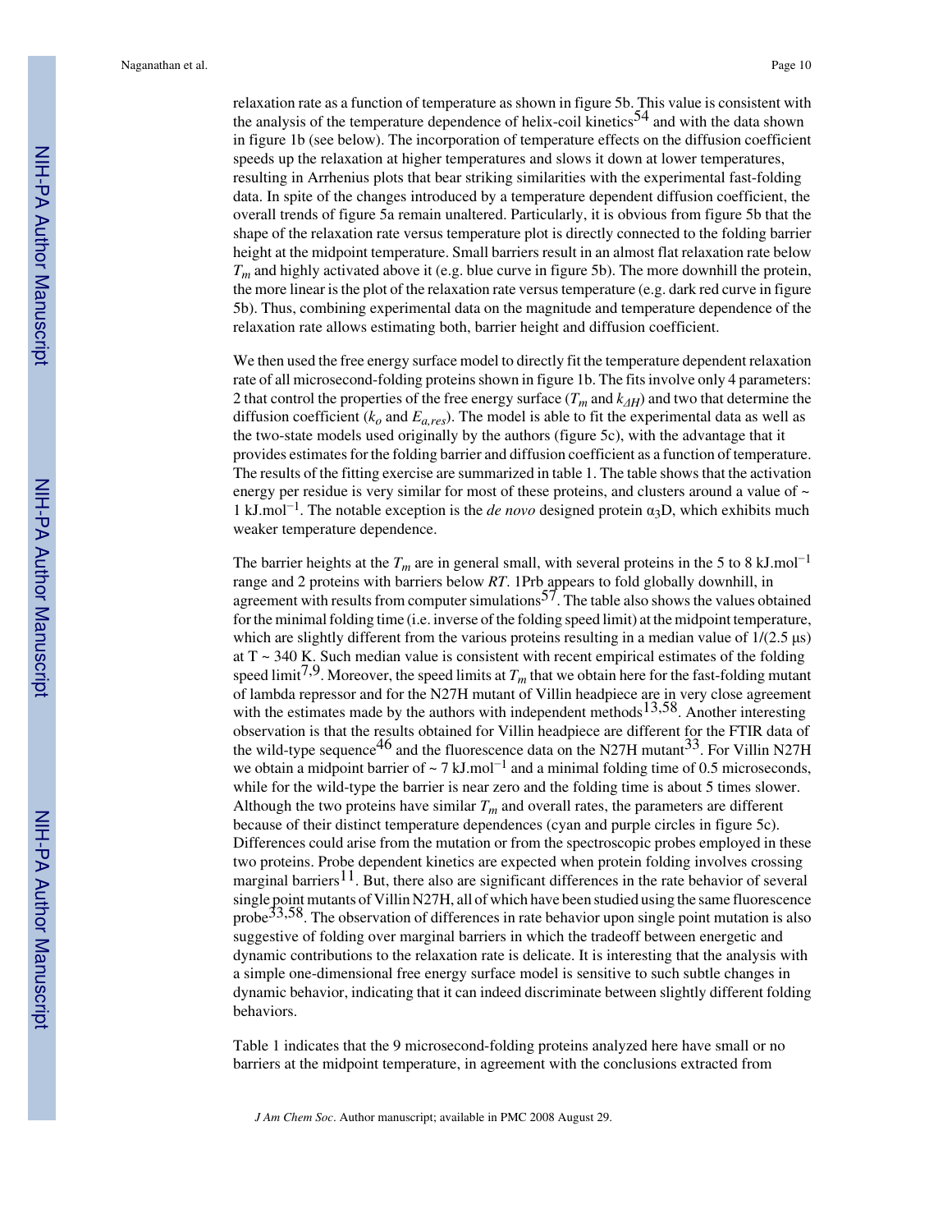relaxation rate as a function of temperature as shown in figure 5b. This value is consistent with the analysis of the temperature dependence of helix-coil kinetics[54] and with the data shown in figure 1b (see below). The incorporation of temperature effects on the diffusion coefficient speeds up the relaxation at higher temperatures and slows it down at lower temperatures, resulting in Arrhenius plots that bear striking similarities with the experimental fast-folding data. In spite of the changes introduced by a temperature dependent diffusion coefficient, the overall trends of figure 5a remain unaltered. Particularly, it is obvious from figure 5b that the shape of the relaxation rate versus temperature plot is directly connected to the folding barrier height at the midpoint temperature. Small barriers result in an almost flat relaxation rate below $T_m$ and highly activated above it (e.g. blue curve in figure 5b). The more downhill the protein, the more linear is the plot of the relaxation rate versus temperature (e.g. dark red curve in figure 5b). Thus, combining experimental data on the magnitude and temperature dependence of the relaxation rate allows estimating both, barrier height and diffusion coefficient.

We then used the free energy surface model to directly fit the temperature dependent relaxation rate of all microsecond-folding proteins shown in figure 1b. The fits involve only 4 parameters: 2 that control the properties of the free energy surface ($T_m$ and $k_{\Delta H}$) and two that determine the diffusion coefficient ($k_o$ and $E_{a,res}$). The model is able to fit the experimental data as well as the two-state models used originally by the authors (figure 5c), with the advantage that it provides estimates for the folding barrier and diffusion coefficient as a function of temperature. The results of the fitting exercise are summarized in table 1. The table shows that the activation energy per residue is very similar for most of these proteins, and clusters around a value of ~ 1 kJ.mol$^{-1}$. The notable exception is the *de novo* designed protein $\alpha_3$D, which exhibits much weaker temperature dependence.

The barrier heights at the $T_m$ are in general small, with several proteins in the 5 to 8 kJ.mol$^{-1}$ range and 2 proteins with barriers below *RT*. 1Prb appears to fold globally downhill, in agreement with results from computer simulations[57]. The table also shows the values obtained for the minimal folding time (i.e. inverse of the folding speed limit) at the midpoint temperature, which are slightly different from the various proteins resulting in a median value of 1/(2.5 μs) at T ~ 340 K. Such median value is consistent with recent empirical estimates of the folding speed limit[7,9]. Moreover, the speed limits at $T_m$ that we obtain here for the fast-folding mutant of lambda repressor and for the N27H mutant of Villin headpiece are in very close agreement with the estimates made by the authors with independent methods[13,58]. Another interesting observation is that the results obtained for Villin headpiece are different for the FTIR data of the wild-type sequence[46] and the fluorescence data on the N27H mutant[33]. For Villin N27H we obtain a midpoint barrier of ~ 7 kJ.mol$^{-1}$ and a minimal folding time of 0.5 microseconds, while for the wild-type the barrier is near zero and the folding time is about 5 times slower. Although the two proteins have similar $T_m$ and overall rates, the parameters are different because of their distinct temperature dependences (cyan and purple circles in figure 5c). Differences could arise from the mutation or from the spectroscopic probes employed in these two proteins. Probe dependent kinetics are expected when protein folding involves crossing marginal barriers[11]. But, there also are significant differences in the rate behavior of several single point mutants of Villin N27H, all of which have been studied using the same fluorescence probe[33,58]. The observation of differences in rate behavior upon single point mutation is also suggestive of folding over marginal barriers in which the tradeoff between energetic and dynamic contributions to the relaxation rate is delicate. It is interesting that the analysis with a simple one-dimensional free energy surface model is sensitive to such subtle changes in dynamic behavior, indicating that it can indeed discriminate between slightly different folding behaviors.

Table 1 indicates that the 9 microsecond-folding proteins analyzed here have small or no barriers at the midpoint temperature, in agreement with the conclusions extracted from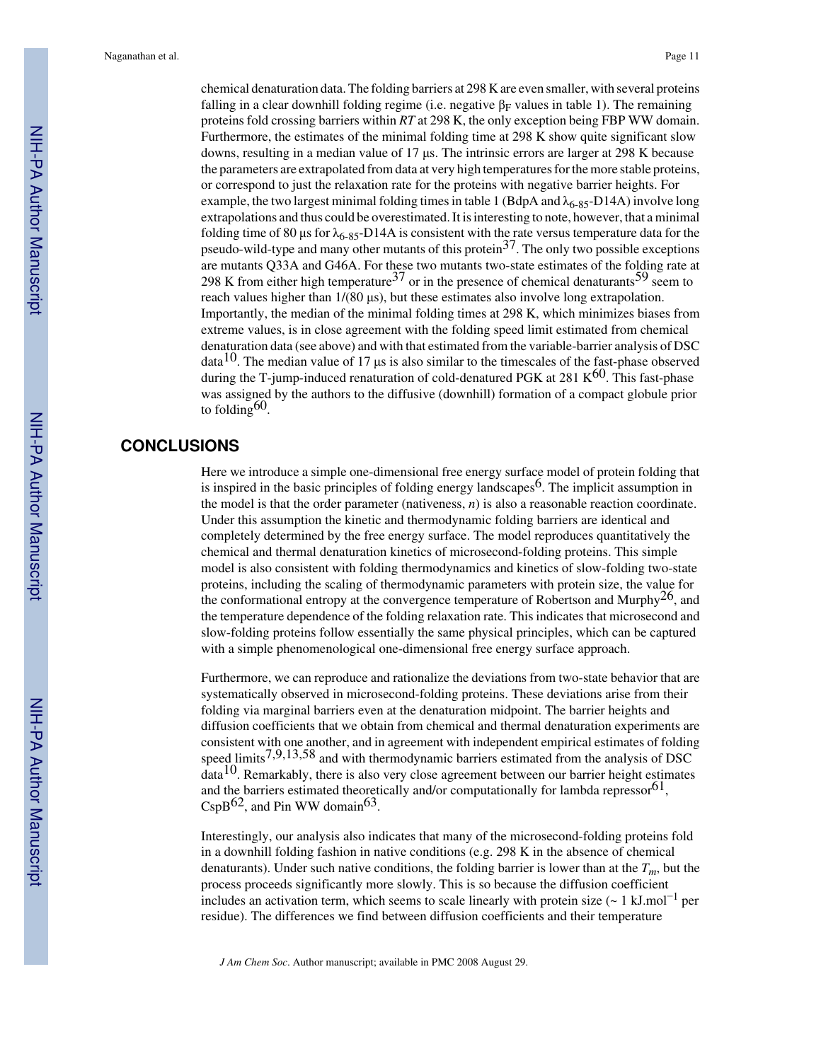chemical denaturation data. The folding barriers at 298 K are even smaller, with several proteins falling in a clear downhill folding regime (i.e. negative $\beta_F$ values in table 1). The remaining proteins fold crossing barriers within *RT* at 298 K, the only exception being FBP WW domain. Furthermore, the estimates of the minimal folding time at 298 K show quite significant slow downs, resulting in a median value of 17 μs. The intrinsic errors are larger at 298 K because the parameters are extrapolated from data at very high temperatures for the more stable proteins, or correspond to just the relaxation rate for the proteins with negative barrier heights. For example, the two largest minimal folding times in table 1 (BdpA and $\lambda_{6\text{-}85}$-D14A) involve long extrapolations and thus could be overestimated. It is interesting to note, however, that a minimal folding time of 80 μs for $\lambda_{6\text{-}85}$-D14A is consistent with the rate versus temperature data for the pseudo-wild-type and many other mutants of this protein[37]. The only two possible exceptions are mutants Q33A and G46A. For these two mutants two-state estimates of the folding rate at 298 K from either high temperature[37] or in the presence of chemical denaturants[59] seem to reach values higher than 1/(80 μs), but these estimates also involve long extrapolation. Importantly, the median of the minimal folding times at 298 K, which minimizes biases from extreme values, is in close agreement with the folding speed limit estimated from chemical denaturation data (see above) and with that estimated from the variable-barrier analysis of DSC data[10]. The median value of 17 μs is also similar to the timescales of the fast-phase observed during the T-jump-induced renaturation of cold-denatured PGK at 281 K[60]. This fast-phase was assigned by the authors to the diffusive (downhill) formation of a compact globule prior to folding[60].

## CONCLUSIONS

Here we introduce a simple one-dimensional free energy surface model of protein folding that is inspired in the basic principles of folding energy landscapes[6]. The implicit assumption in the model is that the order parameter (nativeness, *n*) is also a reasonable reaction coordinate. Under this assumption the kinetic and thermodynamic folding barriers are identical and completely determined by the free energy surface. The model reproduces quantitatively the chemical and thermal denaturation kinetics of microsecond-folding proteins. This simple model is also consistent with folding thermodynamics and kinetics of slow-folding two-state proteins, including the scaling of thermodynamic parameters with protein size, the value for the conformational entropy at the convergence temperature of Robertson and Murphy[26], and the temperature dependence of the folding relaxation rate. This indicates that microsecond and slow-folding proteins follow essentially the same physical principles, which can be captured with a simple phenomenological one-dimensional free energy surface approach.

Furthermore, we can reproduce and rationalize the deviations from two-state behavior that are systematically observed in microsecond-folding proteins. These deviations arise from their folding via marginal barriers even at the denaturation midpoint. The barrier heights and diffusion coefficients that we obtain from chemical and thermal denaturation experiments are consistent with one another, and in agreement with independent empirical estimates of folding speed limits[7,9,13,58] and with thermodynamic barriers estimated from the analysis of DSC data[10]. Remarkably, there is also very close agreement between our barrier height estimates and the barriers estimated theoretically and/or computationally for lambda repressor[61], CspB[62], and Pin WW domain[63].

Interestingly, our analysis also indicates that many of the microsecond-folding proteins fold in a downhill folding fashion in native conditions (e.g. 298 K in the absence of chemical denaturants). Under such native conditions, the folding barrier is lower than at the $T_m$, but the process proceeds significantly more slowly. This is so because the diffusion coefficient includes an activation term, which seems to scale linearly with protein size (~ 1 $\text{kJ.mol}^{-1}$ per residue). The differences we find between diffusion coefficients and their temperature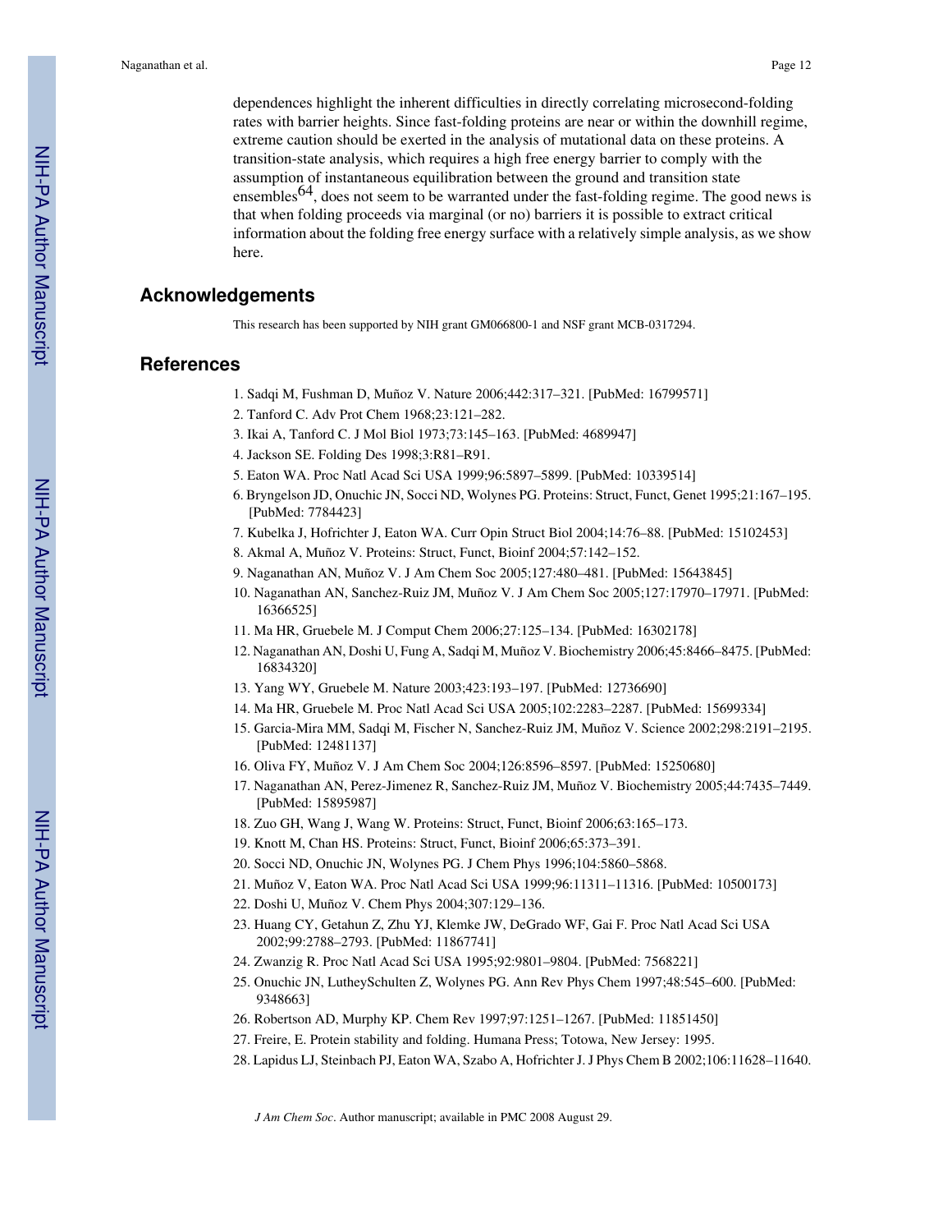dependences highlight the inherent difficulties in directly correlating microsecond-folding rates with barrier heights. Since fast-folding proteins are near or within the downhill regime, extreme caution should be exerted in the analysis of mutational data on these proteins. A transition-state analysis, which requires a high free energy barrier to comply with the assumption of instantaneous equilibration between the ground and transition state ensembles[64], does not seem to be warranted under the fast-folding regime. The good news is that when folding proceeds via marginal (or no) barriers it is possible to extract critical information about the folding free energy surface with a relatively simple analysis, as we show here.

## Acknowledgements

This research has been supported by NIH grant GM066800-1 and NSF grant MCB-0317294.

## References

1. Sadqi M, Fushman D, Muñoz V. Nature 2006;442:317–321. [PubMed: 16799571]
2. Tanford C. Adv Prot Chem 1968;23:121–282.
3. Ikai A, Tanford C. J Mol Biol 1973;73:145–163. [PubMed: 4689947]
4. Jackson SE. Folding Des 1998;3:R81–R91.
5. Eaton WA. Proc Natl Acad Sci USA 1999;96:5897–5899. [PubMed: 10339514]
6. Bryngelson JD, Onuchic JN, Socci ND, Wolynes PG. Proteins: Struct, Funct, Genet 1995;21:167–195. [PubMed: 7784423]
7. Kubelka J, Hofrichter J, Eaton WA. Curr Opin Struct Biol 2004;14:76–88. [PubMed: 15102453]
8. Akmal A, Muñoz V. Proteins: Struct, Funct, Bioinf 2004;57:142–152.
9. Naganathan AN, Muñoz V. J Am Chem Soc 2005;127:480–481. [PubMed: 15643845]
10. Naganathan AN, Sanchez-Ruiz JM, Muñoz V. J Am Chem Soc 2005;127:17970–17971. [PubMed: 16366525]
11. Ma HR, Gruebele M. J Comput Chem 2006;27:125–134. [PubMed: 16302178]
12. Naganathan AN, Doshi U, Fung A, Sadqi M, Muñoz V. Biochemistry 2006;45:8466–8475. [PubMed: 16834320]
13. Yang WY, Gruebele M. Nature 2003;423:193–197. [PubMed: 12736690]
14. Ma HR, Gruebele M. Proc Natl Acad Sci USA 2005;102:2283–2287. [PubMed: 15699334]
15. Garcia-Mira MM, Sadqi M, Fischer N, Sanchez-Ruiz JM, Muñoz V. Science 2002;298:2191–2195. [PubMed: 12481137]
16. Oliva FY, Muñoz V. J Am Chem Soc 2004;126:8596–8597. [PubMed: 15250680]
17. Naganathan AN, Perez-Jimenez R, Sanchez-Ruiz JM, Muñoz V. Biochemistry 2005;44:7435–7449. [PubMed: 15895987]
18. Zuo GH, Wang J, Wang W. Proteins: Struct, Funct, Bioinf 2006;63:165–173.
19. Knott M, Chan HS. Proteins: Struct, Funct, Bioinf 2006;65:373–391.
20. Socci ND, Onuchic JN, Wolynes PG. J Chem Phys 1996;104:5860–5868.
21. Muñoz V, Eaton WA. Proc Natl Acad Sci USA 1999;96:11311–11316. [PubMed: 10500173]
22. Doshi U, Muñoz V. Chem Phys 2004;307:129–136.
23. Huang CY, Getahun Z, Zhu YJ, Klemke JW, DeGrado WF, Gai F. Proc Natl Acad Sci USA 2002;99:2788–2793. [PubMed: 11867741]
24. Zwanzig R. Proc Natl Acad Sci USA 1995;92:9801–9804. [PubMed: 7568221]
25. Onuchic JN, LutheySchulten Z, Wolynes PG. Ann Rev Phys Chem 1997;48:545–600. [PubMed: 9348663]
26. Robertson AD, Murphy KP. Chem Rev 1997;97:1251–1267. [PubMed: 11851450]
27. Freire, E. Protein stability and folding. Humana Press; Totowa, New Jersey: 1995.
28. Lapidus LJ, Steinbach PJ, Eaton WA, Szabo A, Hofrichter J. J Phys Chem B 2002;106:11628–11640.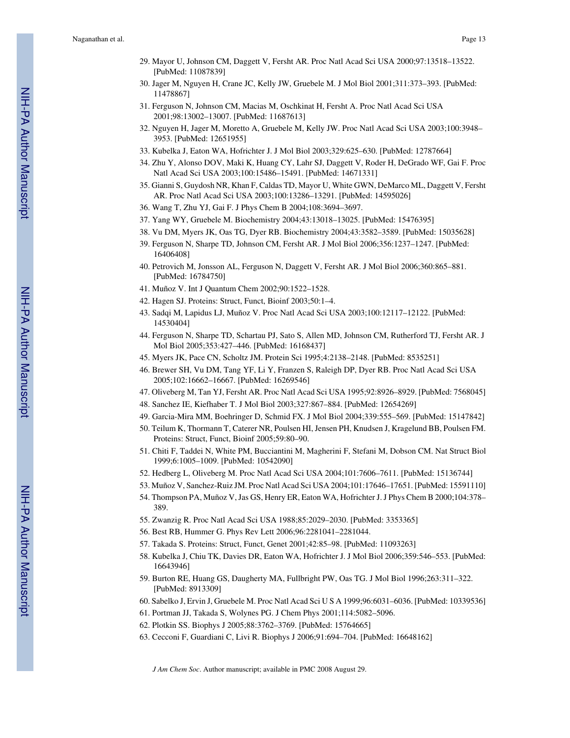29. Mayor U, Johnson CM, Daggett V, Fersht AR. Proc Natl Acad Sci USA 2000;97:13518–13522. [PubMed: 11087839]
30. Jager M, Nguyen H, Crane JC, Kelly JW, Gruebele M. J Mol Biol 2001;311:373–393. [PubMed: 11478867]
31. Ferguson N, Johnson CM, Macias M, Oschkinat H, Fersht A. Proc Natl Acad Sci USA 2001;98:13002–13007. [PubMed: 11687613]
32. Nguyen H, Jager M, Moretto A, Gruebele M, Kelly JW. Proc Natl Acad Sci USA 2003;100:3948–3953. [PubMed: 12651955]
33. Kubelka J, Eaton WA, Hofrichter J. J Mol Biol 2003;329:625–630. [PubMed: 12787664]
34. Zhu Y, Alonso DOV, Maki K, Huang CY, Lahr SJ, Daggett V, Roder H, DeGrado WF, Gai F. Proc Natl Acad Sci USA 2003;100:15486–15491. [PubMed: 14671331]
35. Gianni S, Guydosh NR, Khan F, Caldas TD, Mayor U, White GWN, DeMarco ML, Daggett V, Fersht AR. Proc Natl Acad Sci USA 2003;100:13286–13291. [PubMed: 14595026]
36. Wang T, Zhu YJ, Gai F. J Phys Chem B 2004;108:3694–3697.
37. Yang WY, Gruebele M. Biochemistry 2004;43:13018–13025. [PubMed: 15476395]
38. Vu DM, Myers JK, Oas TG, Dyer RB. Biochemistry 2004;43:3582–3589. [PubMed: 15035628]
39. Ferguson N, Sharpe TD, Johnson CM, Fersht AR. J Mol Biol 2006;356:1237–1247. [PubMed: 16406408]
40. Petrovich M, Jonsson AL, Ferguson N, Daggett V, Fersht AR. J Mol Biol 2006;360:865–881. [PubMed: 16784750]
41. Muñoz V. Int J Quantum Chem 2002;90:1522–1528.
42. Hagen SJ. Proteins: Struct, Funct, Bioinf 2003;50:1–4.
43. Sadqi M, Lapidus LJ, Muñoz V. Proc Natl Acad Sci USA 2003;100:12117–12122. [PubMed: 14530404]
44. Ferguson N, Sharpe TD, Schartau PJ, Sato S, Allen MD, Johnson CM, Rutherford TJ, Fersht AR. J Mol Biol 2005;353:427–446. [PubMed: 16168437]
45. Myers JK, Pace CN, Scholtz JM. Protein Sci 1995;4:2138–2148. [PubMed: 8535251]
46. Brewer SH, Vu DM, Tang YF, Li Y, Franzen S, Raleigh DP, Dyer RB. Proc Natl Acad Sci USA 2005;102:16662–16667. [PubMed: 16269546]
47. Oliveberg M, Tan YJ, Fersht AR. Proc Natl Acad Sci USA 1995;92:8926–8929. [PubMed: 7568045]
48. Sanchez IE, Kiefhaber T. J Mol Biol 2003;327:867–884. [PubMed: 12654269]
49. Garcia-Mira MM, Boehringer D, Schmid FX. J Mol Biol 2004;339:555–569. [PubMed: 15147842]
50. Teilum K, Thormann T, Caterer NR, Poulsen HI, Jensen PH, Knudsen J, Kragelund BB, Poulsen FM. Proteins: Struct, Funct, Bioinf 2005;59:80–90.
51. Chiti F, Taddei N, White PM, Bucciantini M, Magherini F, Stefani M, Dobson CM. Nat Struct Biol 1999;6:1005–1009. [PubMed: 10542090]
52. Hedberg L, Oliveberg M. Proc Natl Acad Sci USA 2004;101:7606–7611. [PubMed: 15136744]
53. Muñoz V, Sanchez-Ruiz JM. Proc Natl Acad Sci USA 2004;101:17646–17651. [PubMed: 15591110]
54. Thompson PA, Muñoz V, Jas GS, Henry ER, Eaton WA, Hofrichter J. J Phys Chem B 2000;104:378–389.
55. Zwanzig R. Proc Natl Acad Sci USA 1988;85:2029–2030. [PubMed: 3353365]
56. Best RB, Hummer G. Phys Rev Lett 2006;96:2281041–2281044.
57. Takada S. Proteins: Struct, Funct, Genet 2001;42:85–98. [PubMed: 11093263]
58. Kubelka J, Chiu TK, Davies DR, Eaton WA, Hofrichter J. J Mol Biol 2006;359:546–553. [PubMed: 16643946]
59. Burton RE, Huang GS, Daugherty MA, Fullbright PW, Oas TG. J Mol Biol 1996;263:311–322. [PubMed: 8913309]
60. Sabelko J, Ervin J, Gruebele M. Proc Natl Acad Sci U S A 1999;96:6031–6036. [PubMed: 10339536]
61. Portman JJ, Takada S, Wolynes PG. J Chem Phys 2001;114:5082–5096.
62. Plotkin SS. Biophys J 2005;88:3762–3769. [PubMed: 15764665]
63. Cecconi F, Guardiani C, Livi R. Biophys J 2006;91:694–704. [PubMed: 16648162]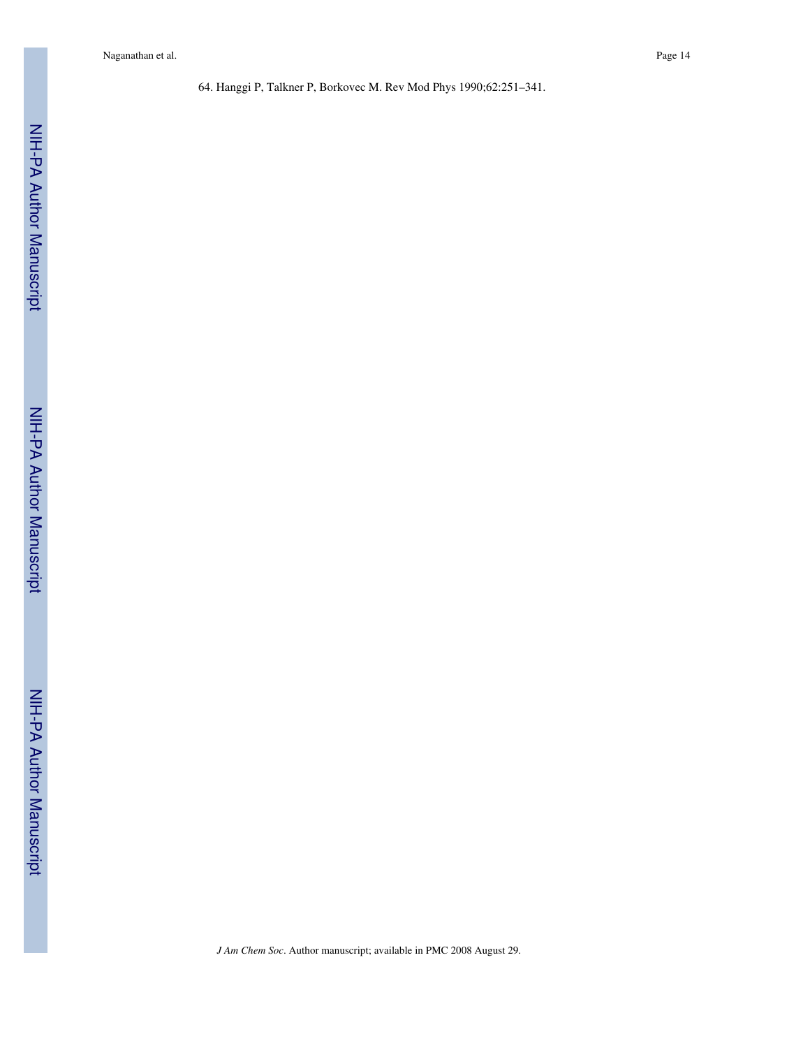64. Hanggi P, Talkner P, Borkovec M. Rev Mod Phys 1990;62:251–341.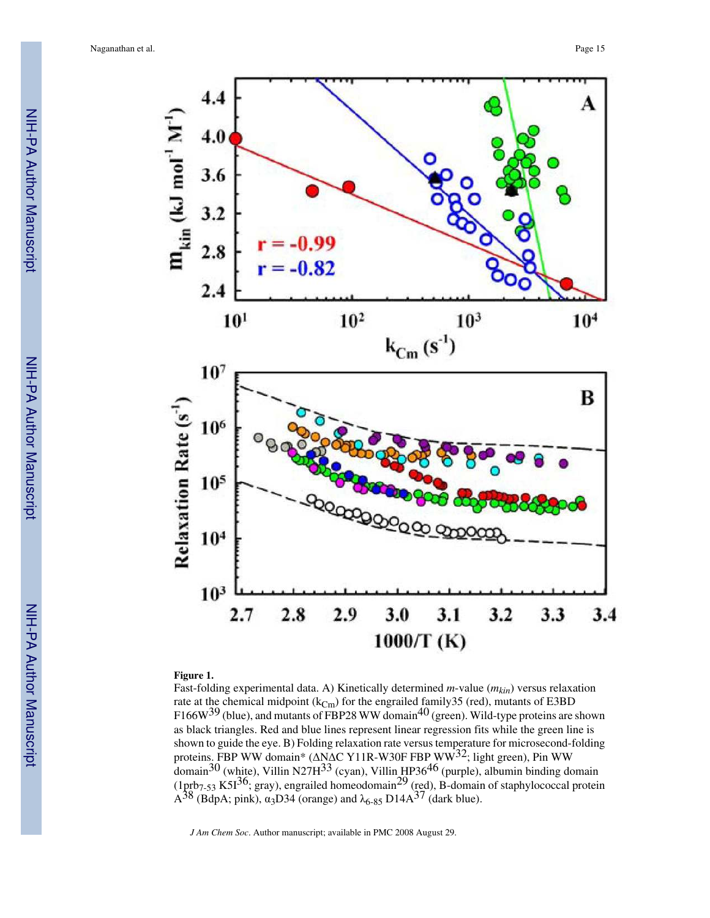**Figure 1.**

Fast-folding experimental data. A) Kinetically determined *m*-value ($m_{kin}$) versus relaxation rate at the chemical midpoint ($k_{Cm}$) for the engrailed family35 (red), mutants of E3BD F166W[39] (blue), and mutants of FBP28 WW domain[40] (green). Wild-type proteins are shown as black triangles. Red and blue lines represent linear regression fits while the green line is shown to guide the eye. B) Folding relaxation rate versus temperature for microsecond-folding proteins. FBP WW domain* (ΔNΔC Y11R-W30F FBP WW[32]; light green), Pin WW domain[30] (white), Villin N27H[33] (cyan), Villin HP36[46] (purple), albumin binding domain ($1prb_{7-53}$ K5I[36]; gray), engrailed homeodomain[29] (red), B-domain of staphylococcal protein A[38] (BdpA; pink), $\alpha_3$D34 (orange) and $\lambda_{6-85}$ D14A[37] (dark blue).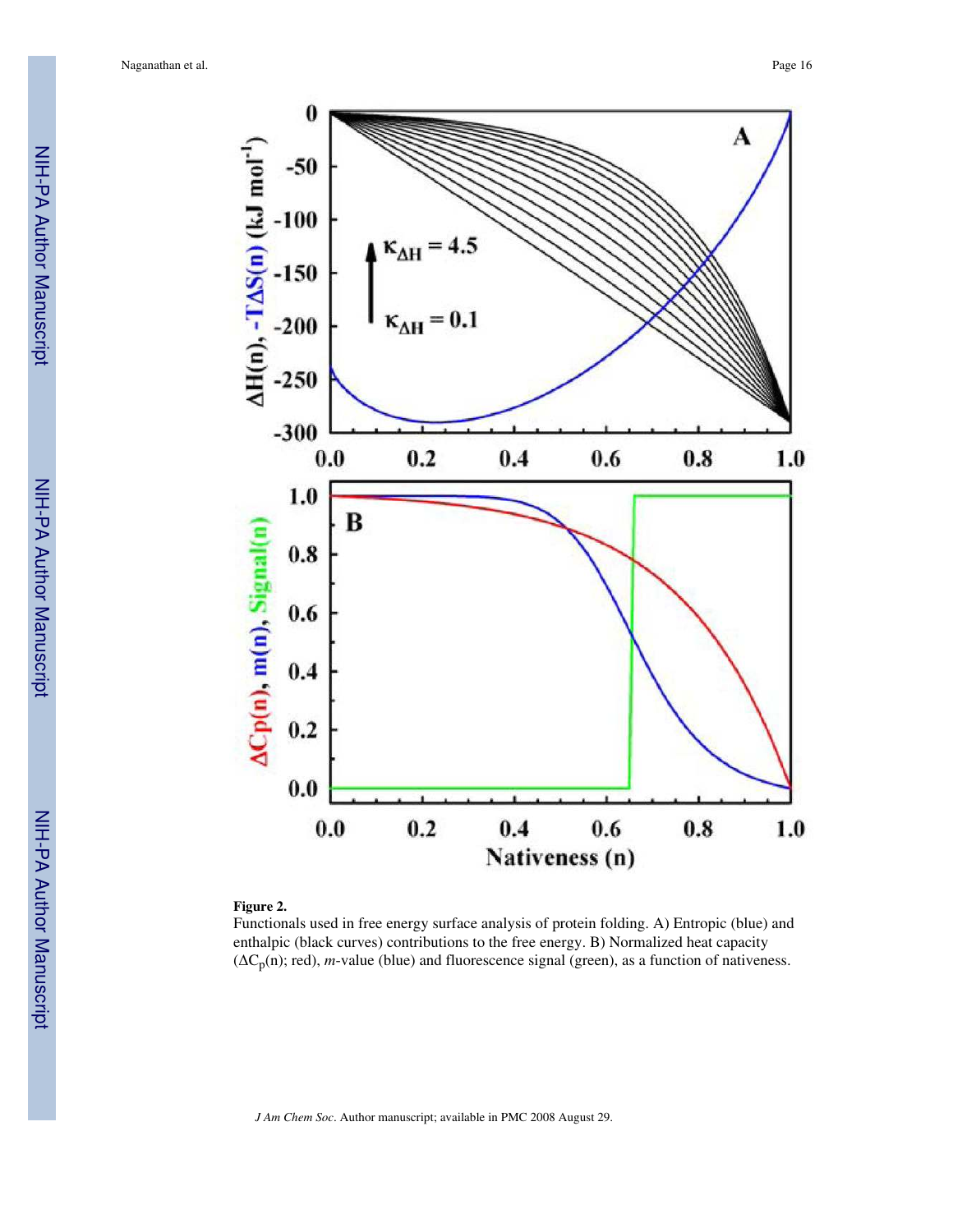**Figure 2.**

Functionals used in free energy surface analysis of protein folding. A) Entropic (blue) and enthalpic (black curves) contributions to the free energy. B) Normalized heat capacity ($\Delta C_p(n)$; red), *m*-value (blue) and fluorescence signal (green), as a function of nativeness.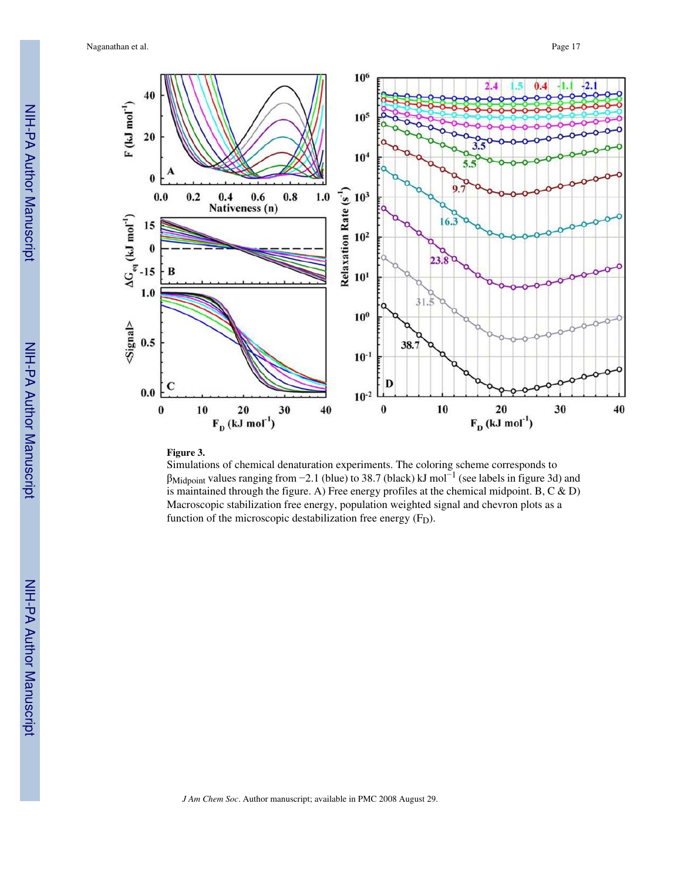**Figure 3.**

Simulations of chemical denaturation experiments. The coloring scheme corresponds to $\beta_{Midpoint}$ values ranging from −2.1 (blue) to 38.7 (black) kJ mol$^{-1}$ (see labels in figure 3d) and is maintained through the figure. A) Free energy profiles at the chemical midpoint. B, C & D) Macroscopic stabilization free energy, population weighted signal and chevron plots as a function of the microscopic destabilization free energy ($F_D$).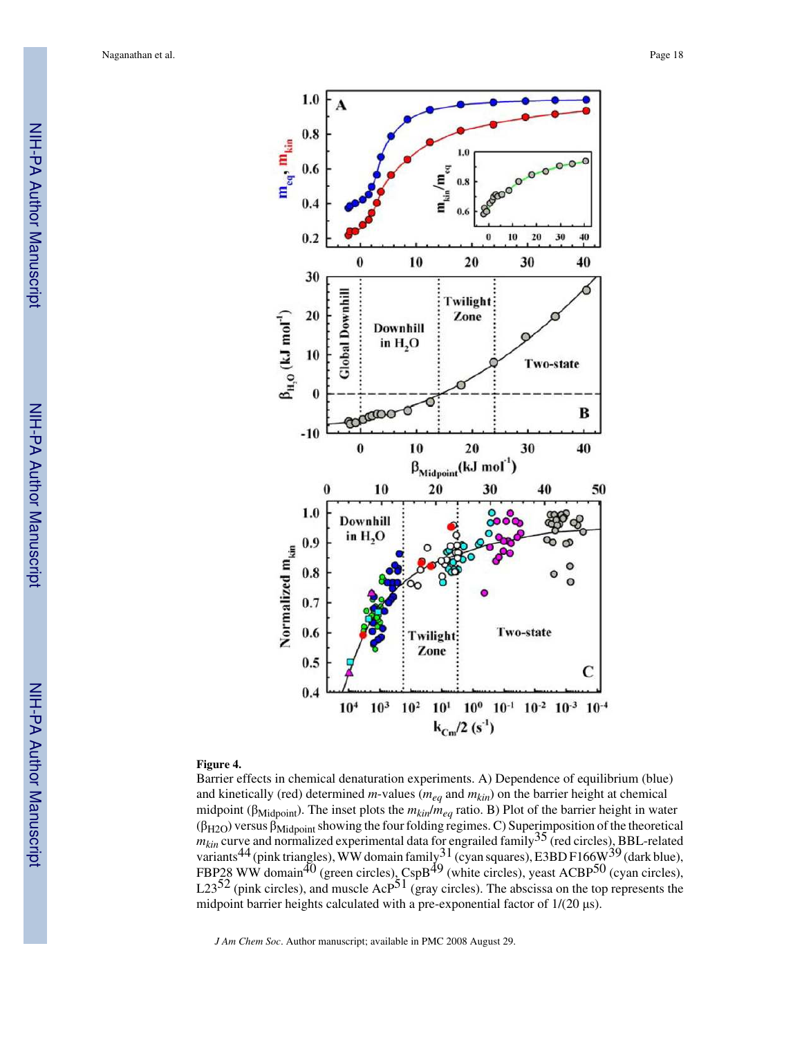**Figure 4.**

Barrier effects in chemical denaturation experiments. A) Dependence of equilibrium (blue) and kinetically (red) determined *m*-values ($m_{eq}$ and $m_{kin}$) on the barrier height at chemical midpoint ($\beta_{Midpoint}$). The inset plots the $m_{kin}/m_{eq}$ ratio. B) Plot of the barrier height in water ($\beta_{H2O}$) versus $\beta_{Midpoint}$ showing the four folding regimes. C) Superimposition of the theoretical $m_{kin}$ curve and normalized experimental data for engrailed family[35] (red circles), BBL-related variants[44] (pink triangles), WW domain family[31] (cyan squares), E3BD F166W[39] (dark blue), FBP28 WW domain[40] (green circles), CspB[49] (white circles), yeast ACBP[50] (cyan circles), L23[52] (pink circles), and muscle AcP[51] (gray circles). The abscissa on the top represents the midpoint barrier heights calculated with a pre-exponential factor of 1/(20 μs).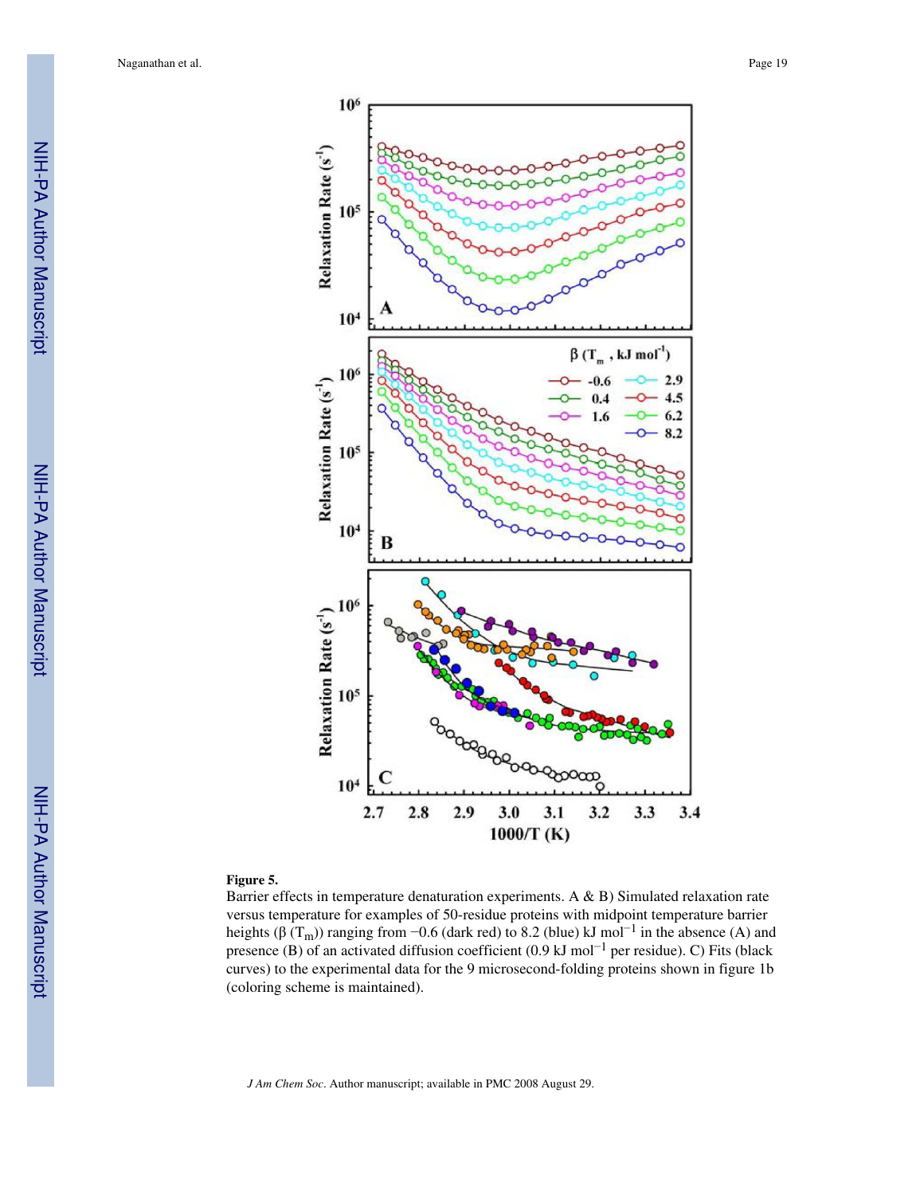**Figure 5.**

Barrier effects in temperature denaturation experiments. A & B) Simulated relaxation rate versus temperature for examples of 50-residue proteins with midpoint temperature barrier heights ($\beta$ ($T_m$)) ranging from −0.6 (dark red) to 8.2 (blue) kJ mol$^{-1}$ in the absence (A) and presence (B) of an activated diffusion coefficient (0.9 kJ mol$^{-1}$ per residue). C) Fits (black curves) to the experimental data for the 9 microsecond-folding proteins shown in figure 1b (coloring scheme is maintained).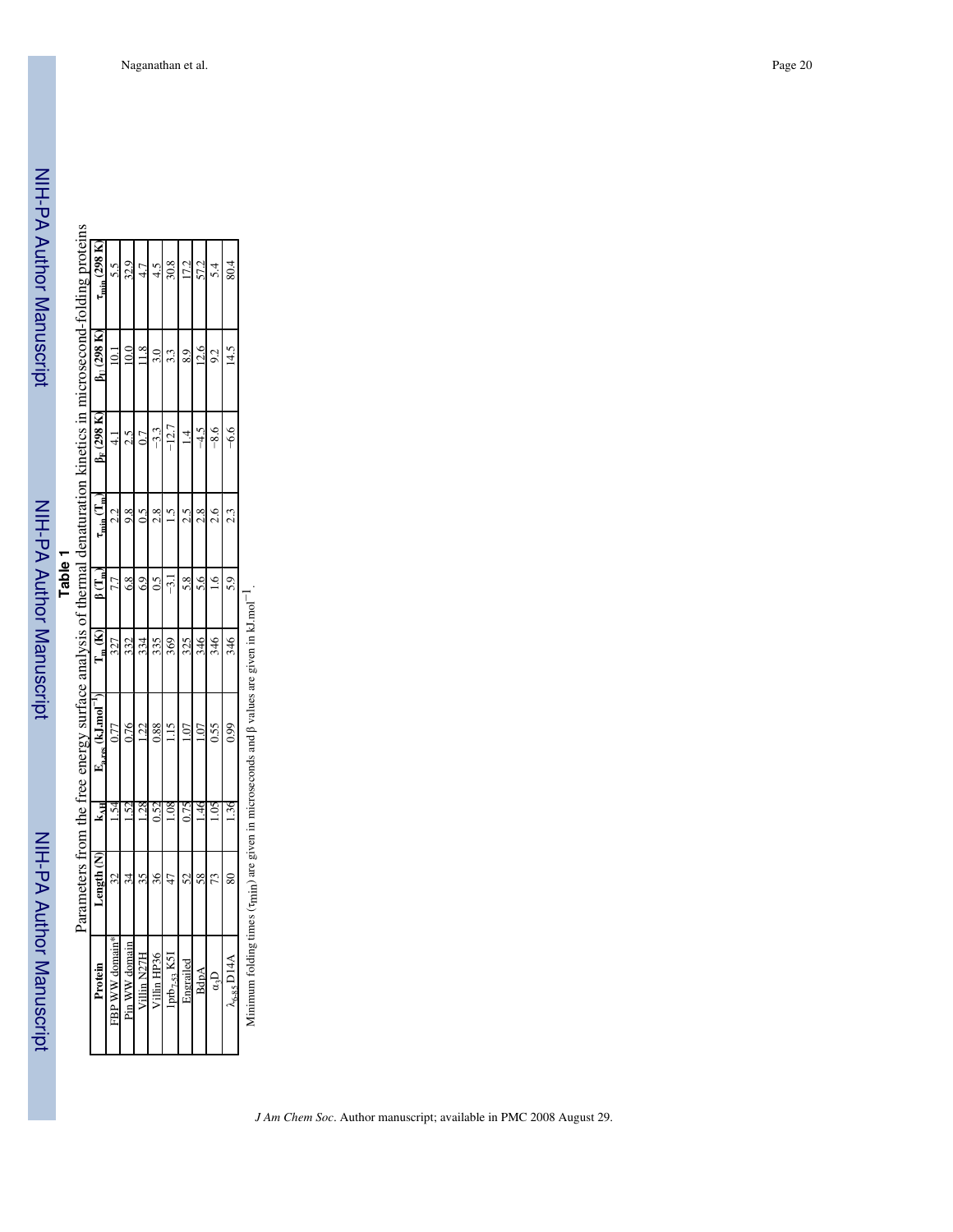## Table 1

Parameters from the free energy surface analysis of thermal denaturation kinetics in microsecond-folding proteins

| Protein | Length (N) | $k_{\Delta H}$ | $E_{\omega,res}$ (kJ.mol$^{-1}$) | $T_m$ (K) | $\beta$ ($T_m$) | $\tau_{min}$ ($T_m$) | $\beta_F$ (298 K) | $\beta_U$ (298 K) | $\tau_{min}$ (298 K) |
|---|---|---|---|---|---|---|---|---|---|
| FBP WW domain* | 32 | 1.54 | 0.77 | 327 | 7.7 | 2.2 | 4.1 | 10.1 | 5.5 |
| Pin WW domain | 34 | 1.52 | 0.76 | 332 | 6.8 | 9.8 | 2.5 | 10.0 | 32.9 |
| Villin N27H | 35 | 1.28 | 1.22 | 334 | 6.9 | 0.5 | 0.7 | 11.8 | 4.7 |
| Villin HP36 | 36 | 0.52 | 0.88 | 335 | 0.5 | 2.8 | −3.3 | 3.0 | 4.5 |
| $prb_{7\text{-}53}$ K5I | 47 | 1.08 | 1.15 | 369 | −3.1 | 1.5 | −12.7 | 3.3 | 30.8 |
| Engrailed | 52 | 0.75 | 1.07 | 325 | 5.8 | 2.5 | 1.4 | 8.9 | 17.2 |
| BdpA | 58 | 1.46 | 1.07 | 346 | 5.6 | 2.8 | −4.5 | 12.6 | 57.2 |
| $\alpha_3$D | 73 | 1.05 | 0.55 | 346 | 1.6 | 2.6 | −8.6 | 9.2 | 5.4 |
| $\lambda_{6\text{-}85}$ D14A | 80 | 1.36 | 0.99 | 346 | 5.9 | 2.3 | −6.6 | 14.5 | 80.4 |

Minimum folding times ($\tau_{min}$) are given in microseconds and $\beta$ values are given in kJ mol$^{-1}$.